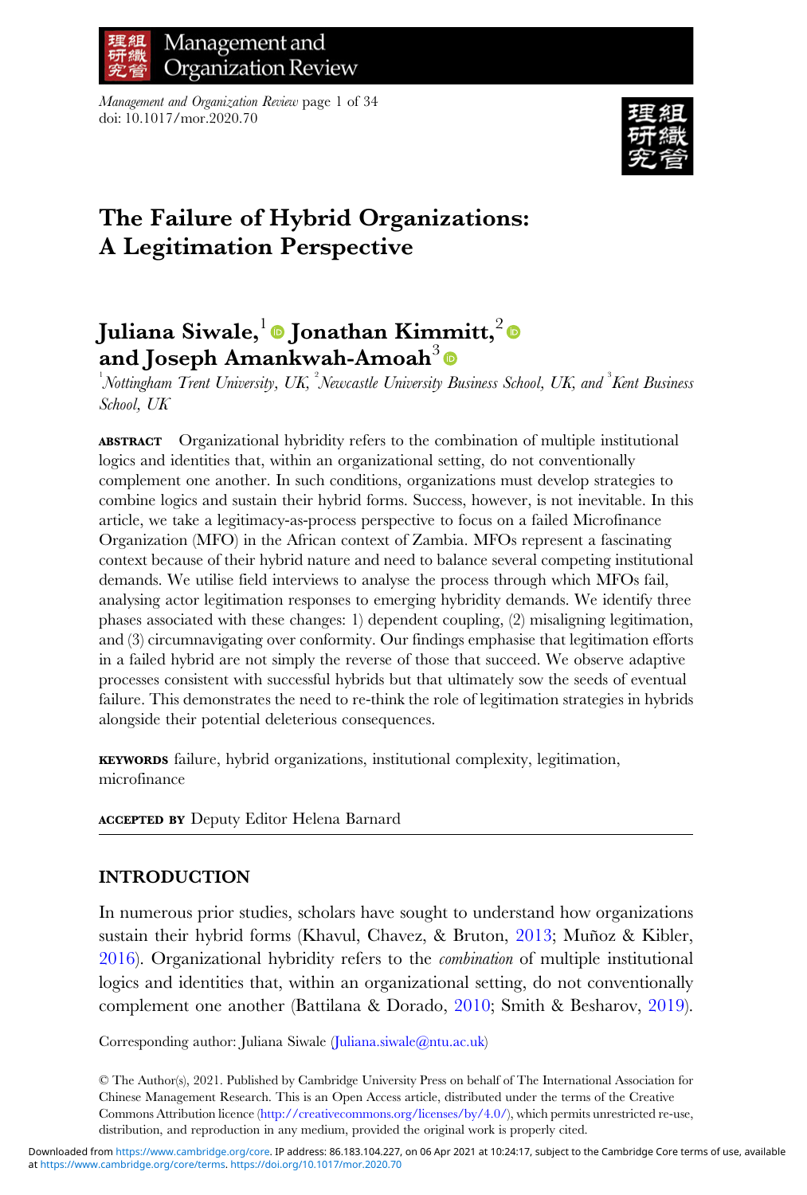# The Failure of Hybrid Organizations: A Legitimation Perspective

## Juliana Siwale,[1] Jonathan Kimmitt,[2] and Joseph Amankwah-Amoah[3]

[1]*Nottingham Trent University, UK,* [2]*Newcastle University Business School, UK, and* [3]*Kent Business School, UK*

**ABSTRACT** Organizational hybridity refers to the combination of multiple institutional logics and identities that, within an organizational setting, do not conventionally complement one another. In such conditions, organizations must develop strategies to combine logics and sustain their hybrid forms. Success, however, is not inevitable. In this article, we take a legitimacy-as-process perspective to focus on a failed Microfinance Organization (MFO) in the African context of Zambia. MFOs represent a fascinating context because of their hybrid nature and need to balance several competing institutional demands. We utilise field interviews to analyse the process through which MFOs fail, analysing actor legitimation responses to emerging hybridity demands. We identify three phases associated with these changes: 1) dependent coupling, (2) misaligning legitimation, and (3) circumnavigating over conformity. Our findings emphasise that legitimation efforts in a failed hybrid are not simply the reverse of those that succeed. We observe adaptive processes consistent with successful hybrids but that ultimately sow the seeds of eventual failure. This demonstrates the need to re-think the role of legitimation strategies in hybrids alongside their potential deleterious consequences.

**KEYWORDS** failure, hybrid organizations, institutional complexity, legitimation, microfinance

**ACCEPTED BY** Deputy Editor Helena Barnard

## INTRODUCTION

In numerous prior studies, scholars have sought to understand how organizations sustain their hybrid forms (Khavul, Chavez, & Bruton, 2013; Muñoz & Kibler, 2016). Organizational hybridity refers to the *combination* of multiple institutional logics and identities that, within an organizational setting, do not conventionally complement one another (Battilana & Dorado, 2010; Smith & Besharov, 2019).

Corresponding author: Juliana Siwale (Juliana.siwale@ntu.ac.uk)

© The Author(s), 2021. Published by Cambridge University Press on behalf of The International Association for Chinese Management Research. This is an Open Access article, distributed under the terms of the Creative Commons Attribution licence (http://creativecommons.org/licenses/by/4.0/), which permits unrestricted re-use, distribution, and reproduction in any medium, provided the original work is properly cited.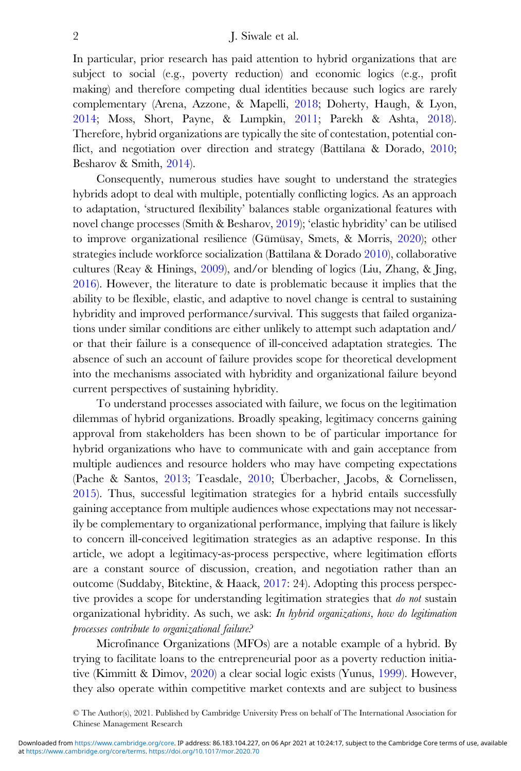In particular, prior research has paid attention to hybrid organizations that are subject to social (e.g., poverty reduction) and economic logics (e.g., profit making) and therefore competing dual identities because such logics are rarely complementary (Arena, Azzone, & Mapelli, 2018; Doherty, Haugh, & Lyon, 2014; Moss, Short, Payne, & Lumpkin, 2011; Parekh & Ashta, 2018). Therefore, hybrid organizations are typically the site of contestation, potential conflict, and negotiation over direction and strategy (Battilana & Dorado, 2010; Besharov & Smith, 2014).

Consequently, numerous studies have sought to understand the strategies hybrids adopt to deal with multiple, potentially conflicting logics. As an approach to adaptation, 'structured flexibility' balances stable organizational features with novel change processes (Smith & Besharov, 2019); 'elastic hybridity' can be utilised to improve organizational resilience (Gümüsay, Smets, & Morris, 2020); other strategies include workforce socialization (Battilana & Dorado 2010), collaborative cultures (Reay & Hinings, 2009), and/or blending of logics (Liu, Zhang, & Jing, 2016). However, the literature to date is problematic because it implies that the ability to be flexible, elastic, and adaptive to novel change is central to sustaining hybridity and improved performance/survival. This suggests that failed organizations under similar conditions are either unlikely to attempt such adaptation and/or that their failure is a consequence of ill-conceived adaptation strategies. The absence of such an account of failure provides scope for theoretical development into the mechanisms associated with hybridity and organizational failure beyond current perspectives of sustaining hybridity.

To understand processes associated with failure, we focus on the legitimation dilemmas of hybrid organizations. Broadly speaking, legitimacy concerns gaining approval from stakeholders has been shown to be of particular importance for hybrid organizations who have to communicate with and gain acceptance from multiple audiences and resource holders who may have competing expectations (Pache & Santos, 2013; Teasdale, 2010; Überbacher, Jacobs, & Cornelissen, 2015). Thus, successful legitimation strategies for a hybrid entails successfully gaining acceptance from multiple audiences whose expectations may not necessarily be complementary to organizational performance, implying that failure is likely to concern ill-conceived legitimation strategies as an adaptive response. In this article, we adopt a legitimacy-as-process perspective, where legitimation efforts are a constant source of discussion, creation, and negotiation rather than an outcome (Suddaby, Bitektine, & Haack, 2017: 24). Adopting this process perspective provides a scope for understanding legitimation strategies that *do not* sustain organizational hybridity. As such, we ask: *In hybrid organizations, how do legitimation processes contribute to organizational failure?*

Microfinance Organizations (MFOs) are a notable example of a hybrid. By trying to facilitate loans to the entrepreneurial poor as a poverty reduction initiative (Kimmitt & Dimov, 2020) a clear social logic exists (Yunus, 1999). However, they also operate within competitive market contexts and are subject to business

© The Author(s), 2021. Published by Cambridge University Press on behalf of The International Association for Chinese Management Research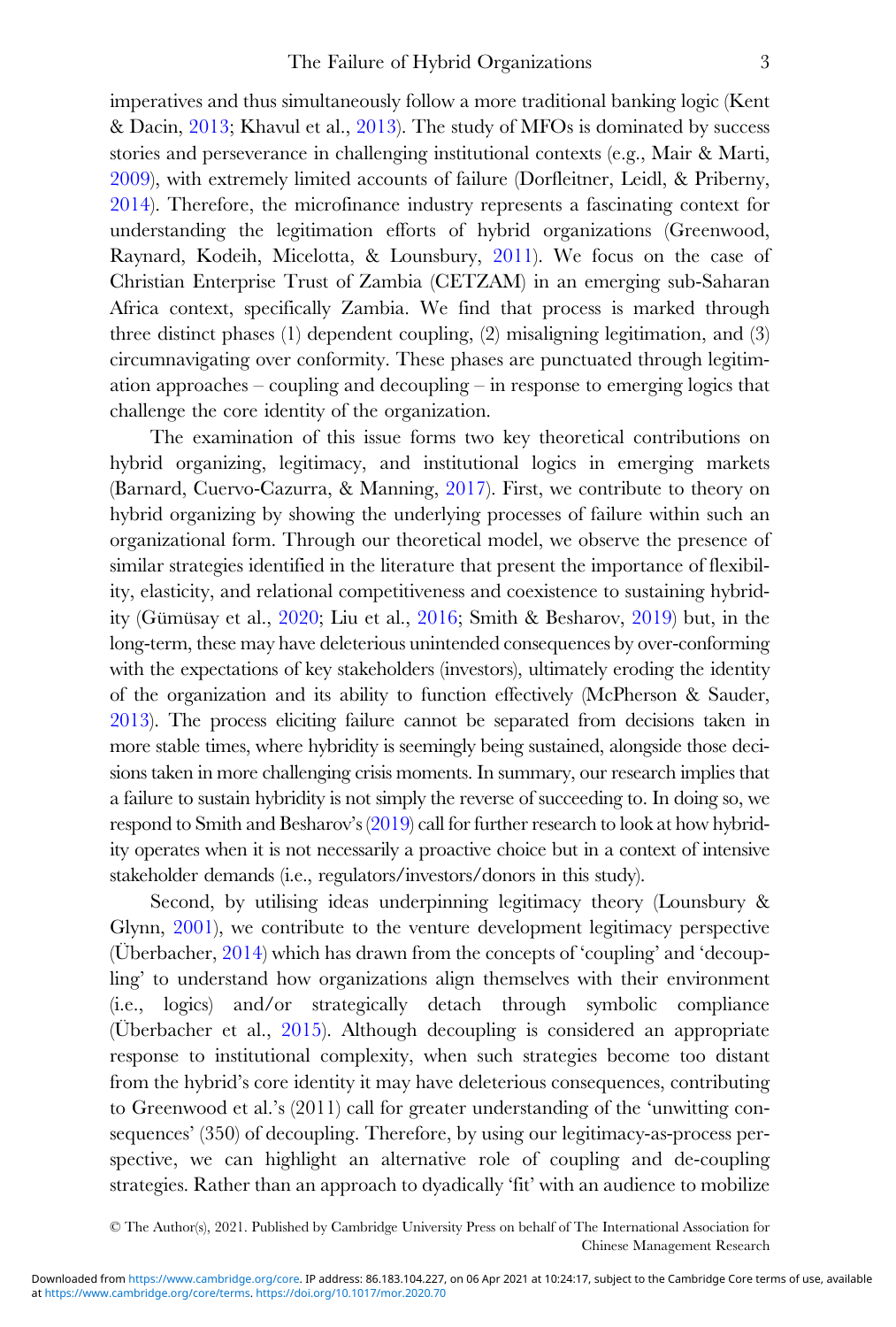imperatives and thus simultaneously follow a more traditional banking logic (Kent & Dacin, 2013; Khavul et al., 2013). The study of MFOs is dominated by success stories and perseverance in challenging institutional contexts (e.g., Mair & Marti, 2009), with extremely limited accounts of failure (Dorfleitner, Leidl, & Priberny, 2014). Therefore, the microfinance industry represents a fascinating context for understanding the legitimation efforts of hybrid organizations (Greenwood, Raynard, Kodeih, Micelotta, & Lounsbury, 2011). We focus on the case of Christian Enterprise Trust of Zambia (CETZAM) in an emerging sub-Saharan Africa context, specifically Zambia. We find that process is marked through three distinct phases (1) dependent coupling, (2) misaligning legitimation, and (3) circumnavigating over conformity. These phases are punctuated through legitimation approaches – coupling and decoupling – in response to emerging logics that challenge the core identity of the organization.

The examination of this issue forms two key theoretical contributions on hybrid organizing, legitimacy, and institutional logics in emerging markets (Barnard, Cuervo-Cazurra, & Manning, 2017). First, we contribute to theory on hybrid organizing by showing the underlying processes of failure within such an organizational form. Through our theoretical model, we observe the presence of similar strategies identified in the literature that present the importance of flexibility, elasticity, and relational competitiveness and coexistence to sustaining hybridity (Gümüsay et al., 2020; Liu et al., 2016; Smith & Besharov, 2019) but, in the long-term, these may have deleterious unintended consequences by over-conforming with the expectations of key stakeholders (investors), ultimately eroding the identity of the organization and its ability to function effectively (McPherson & Sauder, 2013). The process eliciting failure cannot be separated from decisions taken in more stable times, where hybridity is seemingly being sustained, alongside those decisions taken in more challenging crisis moments. In summary, our research implies that a failure to sustain hybridity is not simply the reverse of succeeding to. In doing so, we respond to Smith and Besharov's (2019) call for further research to look at how hybridity operates when it is not necessarily a proactive choice but in a context of intensive stakeholder demands (i.e., regulators/investors/donors in this study).

Second, by utilising ideas underpinning legitimacy theory (Lounsbury & Glynn, 2001), we contribute to the venture development legitimacy perspective (Überbacher, 2014) which has drawn from the concepts of 'coupling' and 'decoupling' to understand how organizations align themselves with their environment (i.e., logics) and/or strategically detach through symbolic compliance (Überbacher et al., 2015). Although decoupling is considered an appropriate response to institutional complexity, when such strategies become too distant from the hybrid's core identity it may have deleterious consequences, contributing to Greenwood et al.'s (2011) call for greater understanding of the 'unwitting consequences' (350) of decoupling. Therefore, by using our legitimacy-as-process perspective, we can highlight an alternative role of coupling and de-coupling strategies. Rather than an approach to dyadically 'fit' with an audience to mobilize

© The Author(s), 2021. Published by Cambridge University Press on behalf of The International Association for Chinese Management Research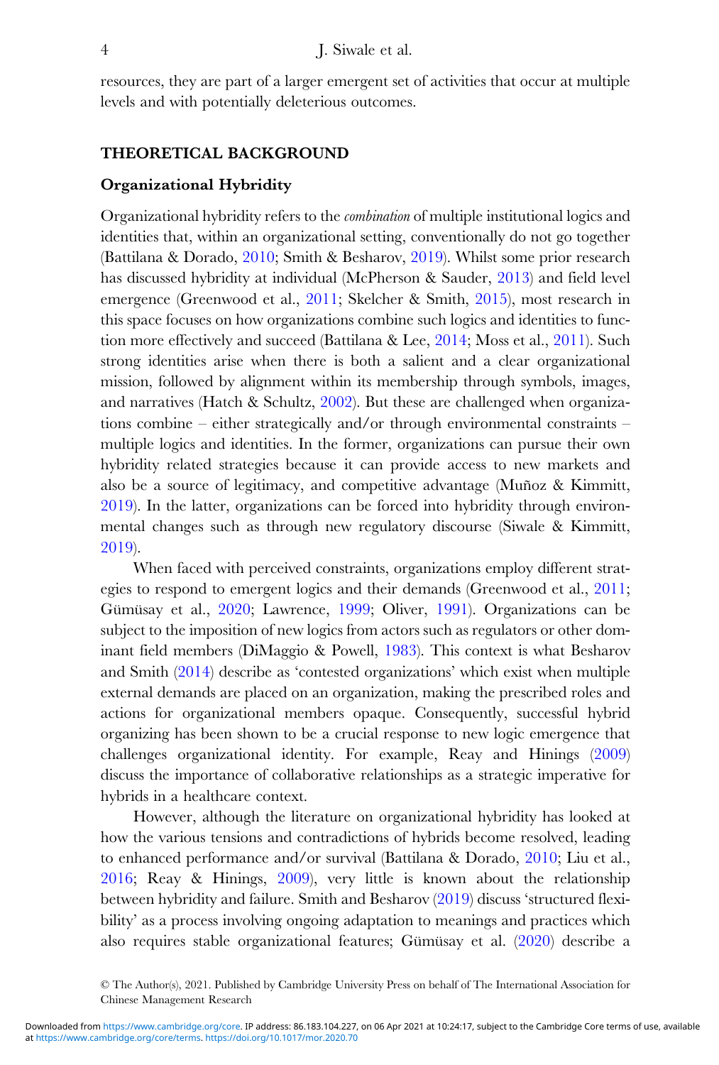resources, they are part of a larger emergent set of activities that occur at multiple levels and with potentially deleterious outcomes.

## THEORETICAL BACKGROUND

### Organizational Hybridity

Organizational hybridity refers to the *combination* of multiple institutional logics and identities that, within an organizational setting, conventionally do not go together (Battilana & Dorado, 2010; Smith & Besharov, 2019). Whilst some prior research has discussed hybridity at individual (McPherson & Sauder, 2013) and field level emergence (Greenwood et al., 2011; Skelcher & Smith, 2015), most research in this space focuses on how organizations combine such logics and identities to function more effectively and succeed (Battilana & Lee, 2014; Moss et al., 2011). Such strong identities arise when there is both a salient and a clear organizational mission, followed by alignment within its membership through symbols, images, and narratives (Hatch & Schultz, 2002). But these are challenged when organizations combine – either strategically and/or through environmental constraints – multiple logics and identities. In the former, organizations can pursue their own hybridity related strategies because it can provide access to new markets and also be a source of legitimacy, and competitive advantage (Muñoz & Kimmitt, 2019). In the latter, organizations can be forced into hybridity through environmental changes such as through new regulatory discourse (Siwale & Kimmitt, 2019).

When faced with perceived constraints, organizations employ different strategies to respond to emergent logics and their demands (Greenwood et al., 2011; Gümüsay et al., 2020; Lawrence, 1999; Oliver, 1991). Organizations can be subject to the imposition of new logics from actors such as regulators or other dominant field members (DiMaggio & Powell, 1983). This context is what Besharov and Smith (2014) describe as 'contested organizations' which exist when multiple external demands are placed on an organization, making the prescribed roles and actions for organizational members opaque. Consequently, successful hybrid organizing has been shown to be a crucial response to new logic emergence that challenges organizational identity. For example, Reay and Hinings (2009) discuss the importance of collaborative relationships as a strategic imperative for hybrids in a healthcare context.

However, although the literature on organizational hybridity has looked at how the various tensions and contradictions of hybrids become resolved, leading to enhanced performance and/or survival (Battilana & Dorado, 2010; Liu et al., 2016; Reay & Hinings, 2009), very little is known about the relationship between hybridity and failure. Smith and Besharov (2019) discuss 'structured flexibility' as a process involving ongoing adaptation to meanings and practices which also requires stable organizational features; Gümüsay et al. (2020) describe a

© The Author(s), 2021. Published by Cambridge University Press on behalf of The International Association for Chinese Management Research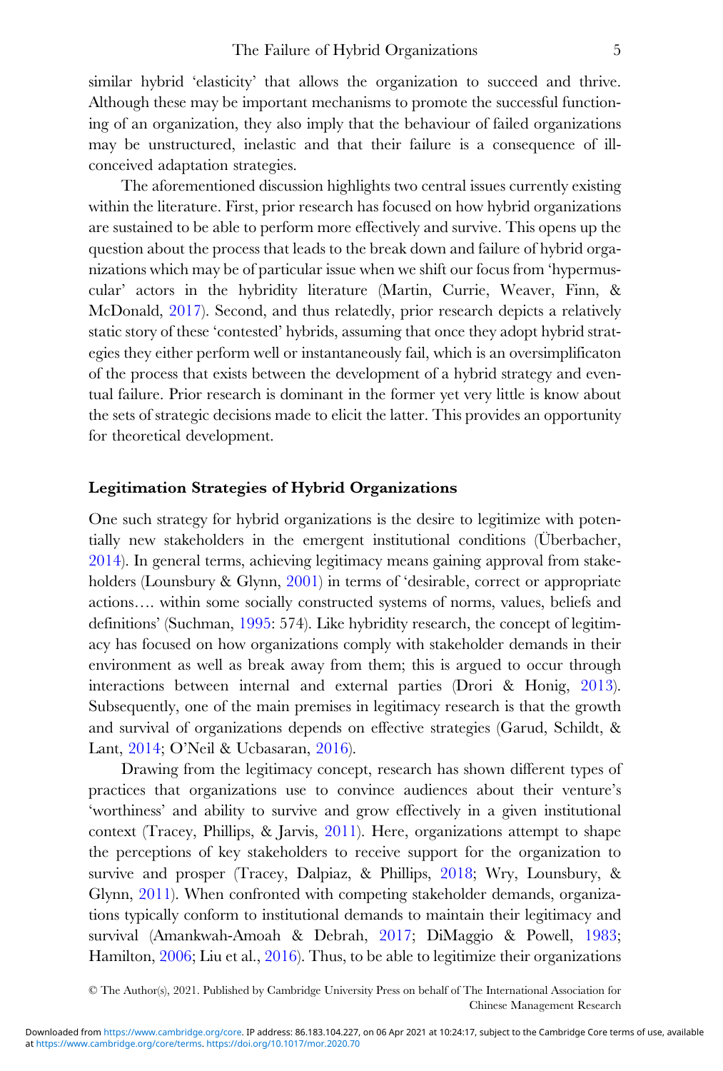similar hybrid 'elasticity' that allows the organization to succeed and thrive. Although these may be important mechanisms to promote the successful functioning of an organization, they also imply that the behaviour of failed organizations may be unstructured, inelastic and that their failure is a consequence of ill-conceived adaptation strategies.

The aforementioned discussion highlights two central issues currently existing within the literature. First, prior research has focused on how hybrid organizations are sustained to be able to perform more effectively and survive. This opens up the question about the process that leads to the break down and failure of hybrid organizations which may be of particular issue when we shift our focus from 'hypermuscular' actors in the hybridity literature (Martin, Currie, Weaver, Finn, & McDonald, 2017). Second, and thus relatedly, prior research depicts a relatively static story of these 'contested' hybrids, assuming that once they adopt hybrid strategies they either perform well or instantaneously fail, which is an oversimplificaton of the process that exists between the development of a hybrid strategy and eventual failure. Prior research is dominant in the former yet very little is know about the sets of strategic decisions made to elicit the latter. This provides an opportunity for theoretical development.

## Legitimation Strategies of Hybrid Organizations

One such strategy for hybrid organizations is the desire to legitimize with potentially new stakeholders in the emergent institutional conditions (Überbacher, 2014). In general terms, achieving legitimacy means gaining approval from stakeholders (Lounsbury & Glynn, 2001) in terms of 'desirable, correct or appropriate actions…. within some socially constructed systems of norms, values, beliefs and definitions' (Suchman, 1995: 574). Like hybridity research, the concept of legitimacy has focused on how organizations comply with stakeholder demands in their environment as well as break away from them; this is argued to occur through interactions between internal and external parties (Drori & Honig, 2013). Subsequently, one of the main premises in legitimacy research is that the growth and survival of organizations depends on effective strategies (Garud, Schildt, & Lant, 2014; O'Neil & Ucbasaran, 2016).

Drawing from the legitimacy concept, research has shown different types of practices that organizations use to convince audiences about their venture's 'worthiness' and ability to survive and grow effectively in a given institutional context (Tracey, Phillips, & Jarvis, 2011). Here, organizations attempt to shape the perceptions of key stakeholders to receive support for the organization to survive and prosper (Tracey, Dalpiaz, & Phillips, 2018; Wry, Lounsbury, & Glynn, 2011). When confronted with competing stakeholder demands, organizations typically conform to institutional demands to maintain their legitimacy and survival (Amankwah-Amoah & Debrah, 2017; DiMaggio & Powell, 1983; Hamilton, 2006; Liu et al., 2016). Thus, to be able to legitimize their organizations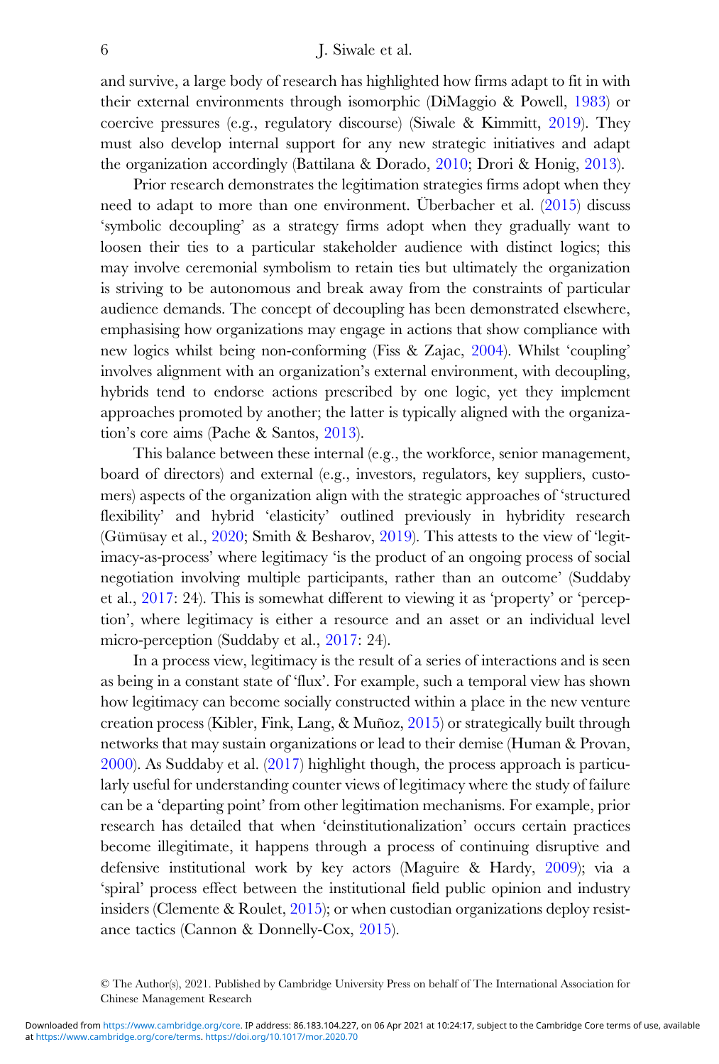and survive, a large body of research has highlighted how firms adapt to fit in with their external environments through isomorphic (DiMaggio & Powell, 1983) or coercive pressures (e.g., regulatory discourse) (Siwale & Kimmitt, 2019). They must also develop internal support for any new strategic initiatives and adapt the organization accordingly (Battilana & Dorado, 2010; Drori & Honig, 2013).

Prior research demonstrates the legitimation strategies firms adopt when they need to adapt to more than one environment. Überbacher et al. (2015) discuss 'symbolic decoupling' as a strategy firms adopt when they gradually want to loosen their ties to a particular stakeholder audience with distinct logics; this may involve ceremonial symbolism to retain ties but ultimately the organization is striving to be autonomous and break away from the constraints of particular audience demands. The concept of decoupling has been demonstrated elsewhere, emphasising how organizations may engage in actions that show compliance with new logics whilst being non-conforming (Fiss & Zajac, 2004). Whilst 'coupling' involves alignment with an organization's external environment, with decoupling, hybrids tend to endorse actions prescribed by one logic, yet they implement approaches promoted by another; the latter is typically aligned with the organization's core aims (Pache & Santos, 2013).

This balance between these internal (e.g., the workforce, senior management, board of directors) and external (e.g., investors, regulators, key suppliers, customers) aspects of the organization align with the strategic approaches of 'structured flexibility' and hybrid 'elasticity' outlined previously in hybridity research (Gümüsay et al., 2020; Smith & Besharov, 2019). This attests to the view of 'legitimacy-as-process' where legitimacy 'is the product of an ongoing process of social negotiation involving multiple participants, rather than an outcome' (Suddaby et al., 2017: 24). This is somewhat different to viewing it as 'property' or 'perception', where legitimacy is either a resource and an asset or an individual level micro-perception (Suddaby et al., 2017: 24).

In a process view, legitimacy is the result of a series of interactions and is seen as being in a constant state of 'flux'. For example, such a temporal view has shown how legitimacy can become socially constructed within a place in the new venture creation process (Kibler, Fink, Lang, & Muñoz, 2015) or strategically built through networks that may sustain organizations or lead to their demise (Human & Provan, 2000). As Suddaby et al. (2017) highlight though, the process approach is particularly useful for understanding counter views of legitimacy where the study of failure can be a 'departing point' from other legitimation mechanisms. For example, prior research has detailed that when 'deinstitutionalization' occurs certain practices become illegitimate, it happens through a process of continuing disruptive and defensive institutional work by key actors (Maguire & Hardy, 2009); via a 'spiral' process effect between the institutional field public opinion and industry insiders (Clemente & Roulet, 2015); or when custodian organizations deploy resistance tactics (Cannon & Donnelly-Cox, 2015).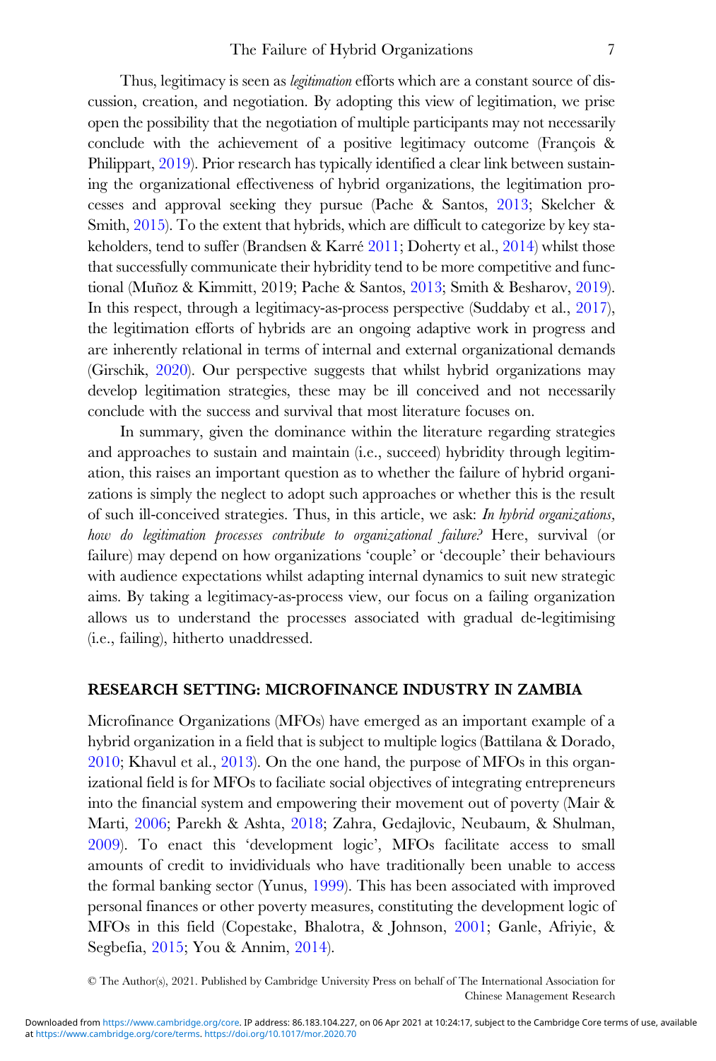Thus, legitimacy is seen as *legitimation* efforts which are a constant source of discussion, creation, and negotiation. By adopting this view of legitimation, we prise open the possibility that the negotiation of multiple participants may not necessarily conclude with the achievement of a positive legitimacy outcome (François & Philippart, 2019). Prior research has typically identified a clear link between sustaining the organizational effectiveness of hybrid organizations, the legitimation processes and approval seeking they pursue (Pache & Santos, 2013; Skelcher & Smith, 2015). To the extent that hybrids, which are difficult to categorize by key stakeholders, tend to suffer (Brandsen & Karré 2011; Doherty et al., 2014) whilst those that successfully communicate their hybridity tend to be more competitive and functional (Muñoz & Kimmitt, 2019; Pache & Santos, 2013; Smith & Besharov, 2019). In this respect, through a legitimacy-as-process perspective (Suddaby et al., 2017), the legitimation efforts of hybrids are an ongoing adaptive work in progress and are inherently relational in terms of internal and external organizational demands (Girschik, 2020). Our perspective suggests that whilst hybrid organizations may develop legitimation strategies, these may be ill conceived and not necessarily conclude with the success and survival that most literature focuses on.

In summary, given the dominance within the literature regarding strategies and approaches to sustain and maintain (i.e., succeed) hybridity through legitimation, this raises an important question as to whether the failure of hybrid organizations is simply the neglect to adopt such approaches or whether this is the result of such ill-conceived strategies. Thus, in this article, we ask: *In hybrid organizations, how do legitimation processes contribute to organizational failure?* Here, survival (or failure) may depend on how organizations 'couple' or 'decouple' their behaviours with audience expectations whilst adapting internal dynamics to suit new strategic aims. By taking a legitimacy-as-process view, our focus on a failing organization allows us to understand the processes associated with gradual de-legitimising (i.e., failing), hitherto unaddressed.

## RESEARCH SETTING: MICROFINANCE INDUSTRY IN ZAMBIA

Microfinance Organizations (MFOs) have emerged as an important example of a hybrid organization in a field that is subject to multiple logics (Battilana & Dorado, 2010; Khavul et al., 2013). On the one hand, the purpose of MFOs in this organizational field is for MFOs to faciliate social objectives of integrating entrepreneurs into the financial system and empowering their movement out of poverty (Mair & Marti, 2006; Parekh & Ashta, 2018; Zahra, Gedajlovic, Neubaum, & Shulman, 2009). To enact this 'development logic', MFOs facilitate access to small amounts of credit to invididuals who have traditionally been unable to access the formal banking sector (Yunus, 1999). This has been associated with improved personal finances or other poverty measures, constituting the development logic of MFOs in this field (Copestake, Bhalotra, & Johnson, 2001; Ganle, Afriyie, & Segbefia, 2015; You & Annim, 2014).

© The Author(s), 2021. Published by Cambridge University Press on behalf of The International Association for Chinese Management Research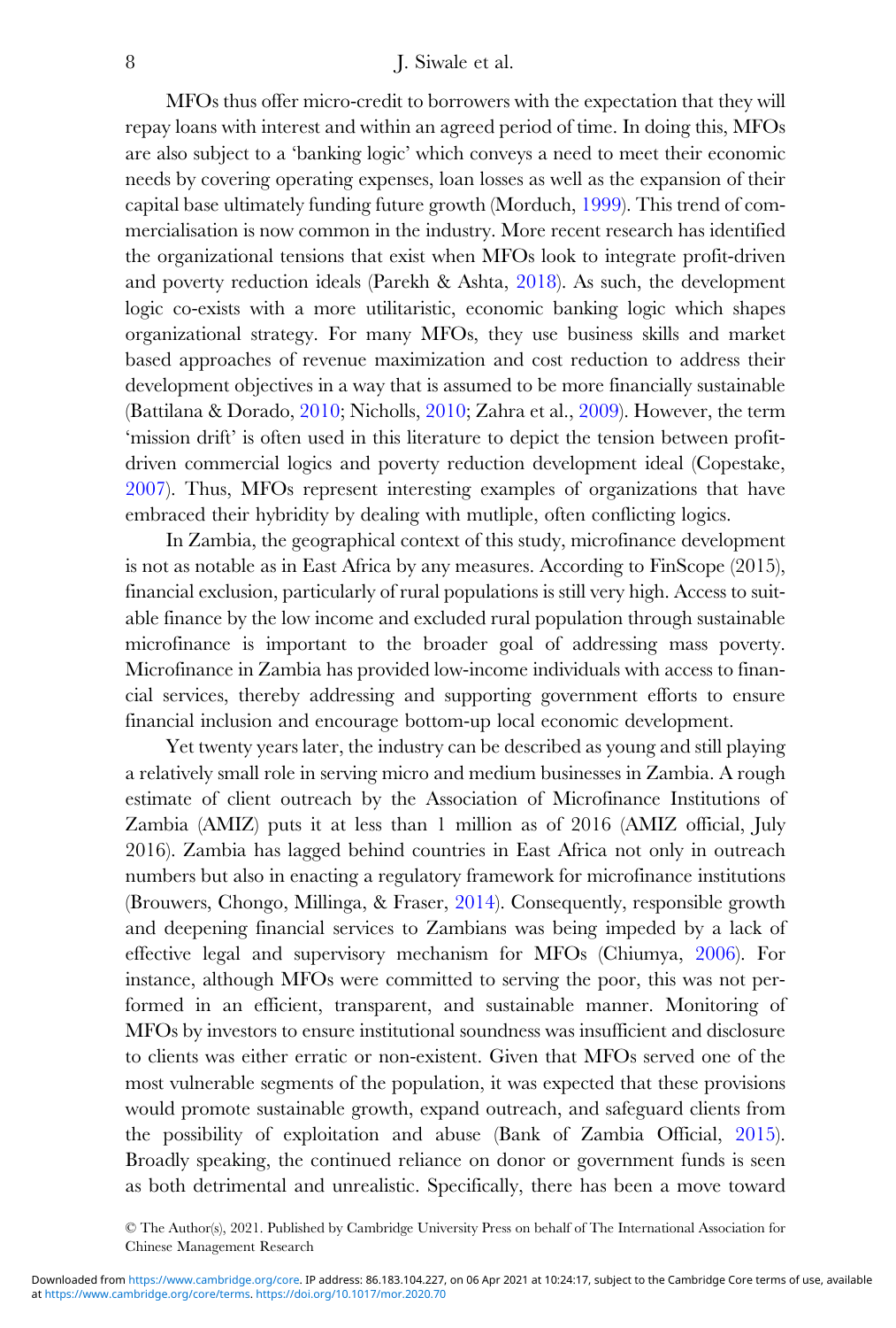MFOs thus offer micro-credit to borrowers with the expectation that they will repay loans with interest and within an agreed period of time. In doing this, MFOs are also subject to a 'banking logic' which conveys a need to meet their economic needs by covering operating expenses, loan losses as well as the expansion of their capital base ultimately funding future growth (Morduch, 1999). This trend of commercialisation is now common in the industry. More recent research has identified the organizational tensions that exist when MFOs look to integrate profit-driven and poverty reduction ideals (Parekh & Ashta, 2018). As such, the development logic co-exists with a more utilitaristic, economic banking logic which shapes organizational strategy. For many MFOs, they use business skills and market based approaches of revenue maximization and cost reduction to address their development objectives in a way that is assumed to be more financially sustainable (Battilana & Dorado, 2010; Nicholls, 2010; Zahra et al., 2009). However, the term 'mission drift' is often used in this literature to depict the tension between profit-driven commercial logics and poverty reduction development ideal (Copestake, 2007). Thus, MFOs represent interesting examples of organizations that have embraced their hybridity by dealing with mutliple, often conflicting logics.

In Zambia, the geographical context of this study, microfinance development is not as notable as in East Africa by any measures. According to FinScope (2015), financial exclusion, particularly of rural populations is still very high. Access to suitable finance by the low income and excluded rural population through sustainable microfinance is important to the broader goal of addressing mass poverty. Microfinance in Zambia has provided low-income individuals with access to financial services, thereby addressing and supporting government efforts to ensure financial inclusion and encourage bottom-up local economic development.

Yet twenty years later, the industry can be described as young and still playing a relatively small role in serving micro and medium businesses in Zambia. A rough estimate of client outreach by the Association of Microfinance Institutions of Zambia (AMIZ) puts it at less than 1 million as of 2016 (AMIZ official, July 2016). Zambia has lagged behind countries in East Africa not only in outreach numbers but also in enacting a regulatory framework for microfinance institutions (Brouwers, Chongo, Millinga, & Fraser, 2014). Consequently, responsible growth and deepening financial services to Zambians was being impeded by a lack of effective legal and supervisory mechanism for MFOs (Chiumya, 2006). For instance, although MFOs were committed to serving the poor, this was not performed in an efficient, transparent, and sustainable manner. Monitoring of MFOs by investors to ensure institutional soundness was insufficient and disclosure to clients was either erratic or non-existent. Given that MFOs served one of the most vulnerable segments of the population, it was expected that these provisions would promote sustainable growth, expand outreach, and safeguard clients from the possibility of exploitation and abuse (Bank of Zambia Official, 2015). Broadly speaking, the continued reliance on donor or government funds is seen as both detrimental and unrealistic. Specifically, there has been a move toward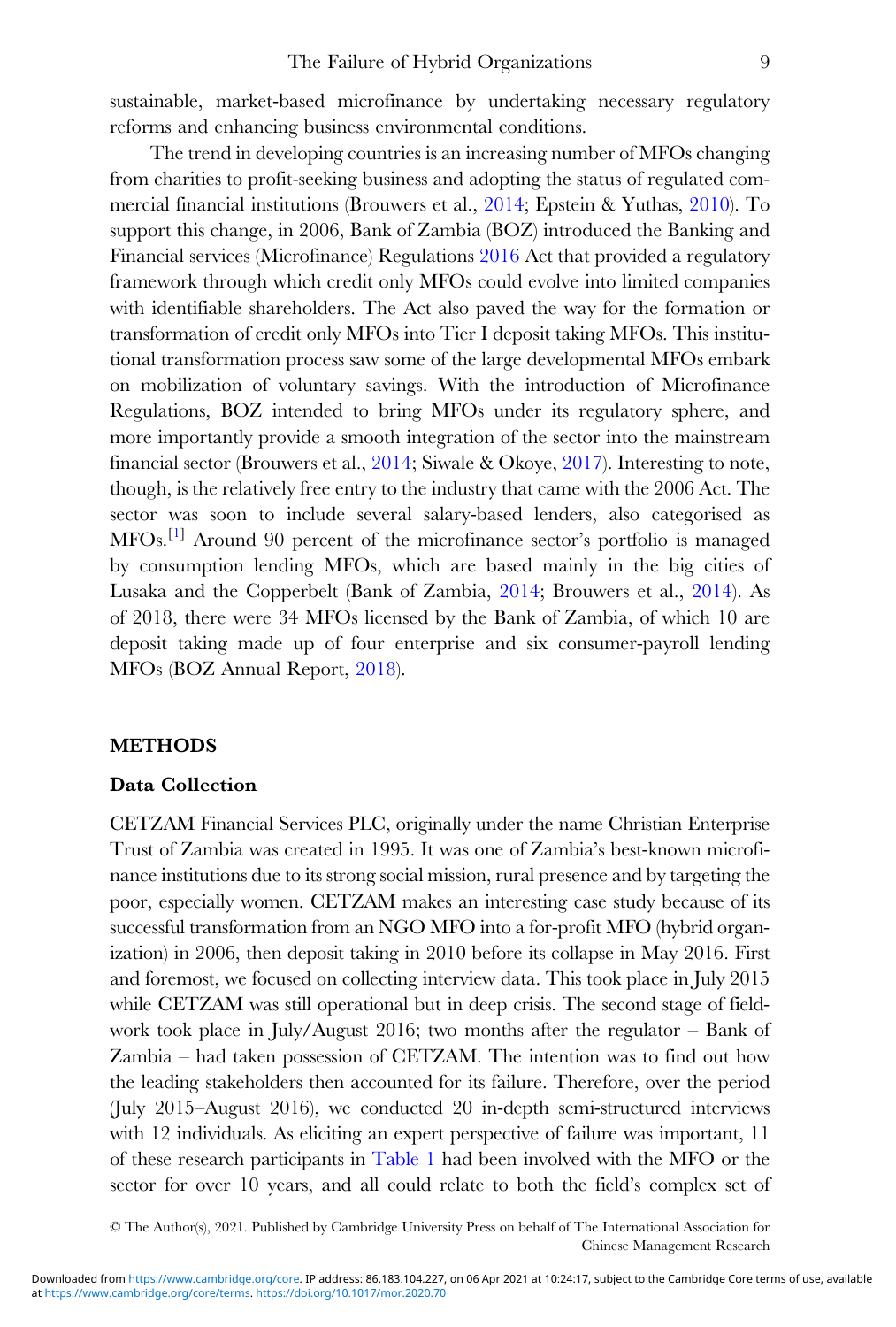sustainable, market-based microfinance by undertaking necessary regulatory reforms and enhancing business environmental conditions.

The trend in developing countries is an increasing number of MFOs changing from charities to profit-seeking business and adopting the status of regulated commercial financial institutions (Brouwers et al., 2014; Epstein & Yuthas, 2010). To support this change, in 2006, Bank of Zambia (BOZ) introduced the Banking and Financial services (Microfinance) Regulations 2016 Act that provided a regulatory framework through which credit only MFOs could evolve into limited companies with identifiable shareholders. The Act also paved the way for the formation or transformation of credit only MFOs into Tier I deposit taking MFOs. This institutional transformation process saw some of the large developmental MFOs embark on mobilization of voluntary savings. With the introduction of Microfinance Regulations, BOZ intended to bring MFOs under its regulatory sphere, and more importantly provide a smooth integration of the sector into the mainstream financial sector (Brouwers et al., 2014; Siwale & Okoye, 2017). Interesting to note, though, is the relatively free entry to the industry that came with the 2006 Act. The sector was soon to include several salary-based lenders, also categorised as MFOs.[1] Around 90 percent of the microfinance sector's portfolio is managed by consumption lending MFOs, which are based mainly in the big cities of Lusaka and the Copperbelt (Bank of Zambia, 2014; Brouwers et al., 2014). As of 2018, there were 34 MFOs licensed by the Bank of Zambia, of which 10 are deposit taking made up of four enterprise and six consumer-payroll lending MFOs (BOZ Annual Report, 2018).

## METHODS

### Data Collection

CETZAM Financial Services PLC, originally under the name Christian Enterprise Trust of Zambia was created in 1995. It was one of Zambia's best-known microfinance institutions due to its strong social mission, rural presence and by targeting the poor, especially women. CETZAM makes an interesting case study because of its successful transformation from an NGO MFO into a for-profit MFO (hybrid organization) in 2006, then deposit taking in 2010 before its collapse in May 2016. First and foremost, we focused on collecting interview data. This took place in July 2015 while CETZAM was still operational but in deep crisis. The second stage of fieldwork took place in July/August 2016; two months after the regulator – Bank of Zambia – had taken possession of CETZAM. The intention was to find out how the leading stakeholders then accounted for its failure. Therefore, over the period (July 2015–August 2016), we conducted 20 in-depth semi-structured interviews with 12 individuals. As eliciting an expert perspective of failure was important, 11 of these research participants in Table 1 had been involved with the MFO or the sector for over 10 years, and all could relate to both the field's complex set of

© The Author(s), 2021. Published by Cambridge University Press on behalf of The International Association for Chinese Management Research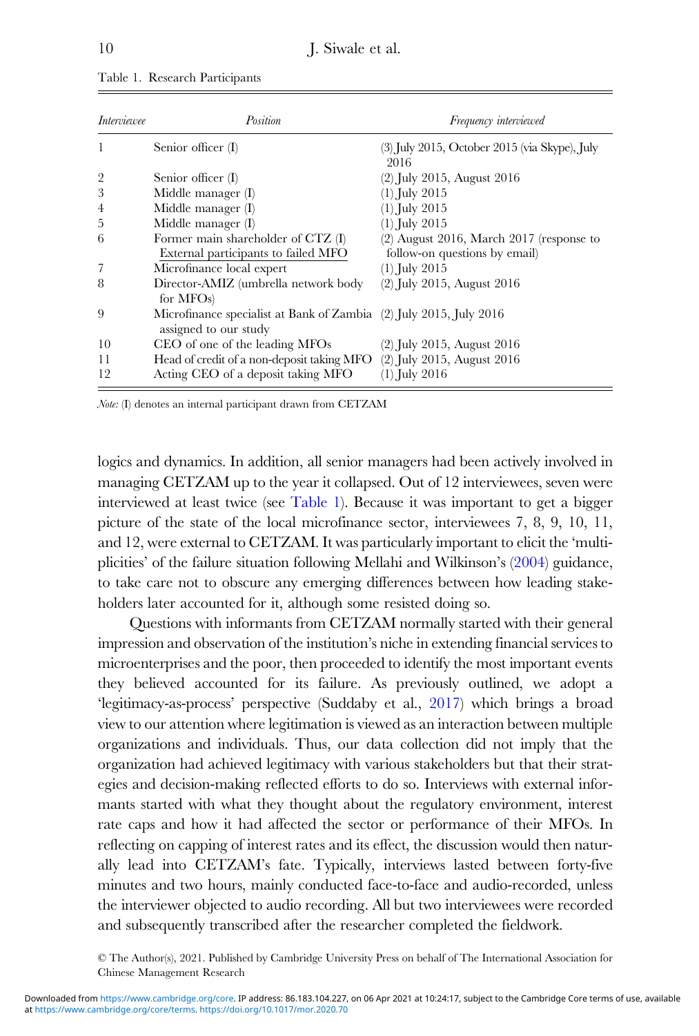Table 1. Research Participants

| *Interviewee* | *Position* | *Frequency interviewed* |
|---|---|---|
| 1 | Senior officer (I) | (3) July 2015, October 2015 (via Skype), July 2016 |
| 2 | Senior officer (I) | (2) July 2015, August 2016 |
| 3 | Middle manager (I) | (1) July 2015 |
| 4 | Middle manager (I) | (1) July 2015 |
| 5 | Middle manager (I) | (1) July 2015 |
| 6 | Former main shareholder of CTZ (I) <u>External participants to failed MFO</u> | (2) August 2016, March 2017 (response to follow-on questions by email) |
| 7 | Microfinance local expert | (1) July 2015 |
| 8 | Director-AMIZ (umbrella network body for MFOs) | (2) July 2015, August 2016 |
| 9 | Microfinance specialist at Bank of Zambia assigned to our study | (2) July 2015, July 2016 |
| 10 | CEO of one of the leading MFOs | (2) July 2015, August 2016 |
| 11 | Head of credit of a non-deposit taking MFO | (2) July 2015, August 2016 |
| 12 | Acting CEO of a deposit taking MFO | (1) July 2016 |

*Note:* (I) denotes an internal participant drawn from CETZAM

logics and dynamics. In addition, all senior managers had been actively involved in managing CETZAM up to the year it collapsed. Out of 12 interviewees, seven were interviewed at least twice (see Table 1). Because it was important to get a bigger picture of the state of the local microfinance sector, interviewees 7, 8, 9, 10, 11, and 12, were external to CETZAM. It was particularly important to elicit the 'multiplicities' of the failure situation following Mellahi and Wilkinson's (2004) guidance, to take care not to obscure any emerging differences between how leading stakeholders later accounted for it, although some resisted doing so.

Questions with informants from CETZAM normally started with their general impression and observation of the institution's niche in extending financial services to microenterprises and the poor, then proceeded to identify the most important events they believed accounted for its failure. As previously outlined, we adopt a 'legitimacy-as-process' perspective (Suddaby et al., 2017) which brings a broad view to our attention where legitimation is viewed as an interaction between multiple organizations and individuals. Thus, our data collection did not imply that the organization had achieved legitimacy with various stakeholders but that their strategies and decision-making reflected efforts to do so. Interviews with external informants started with what they thought about the regulatory environment, interest rate caps and how it had affected the sector or performance of their MFOs. In reflecting on capping of interest rates and its effect, the discussion would then naturally lead into CETZAM's fate. Typically, interviews lasted between forty-five minutes and two hours, mainly conducted face-to-face and audio-recorded, unless the interviewer objected to audio recording. All but two interviewees were recorded and subsequently transcribed after the researcher completed the fieldwork.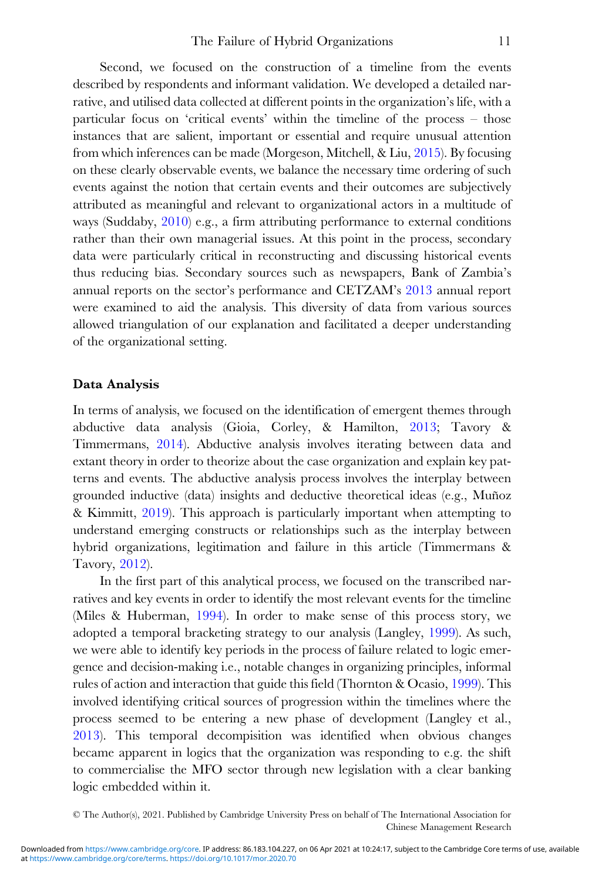Second, we focused on the construction of a timeline from the events described by respondents and informant validation. We developed a detailed narrative, and utilised data collected at different points in the organization's life, with a particular focus on 'critical events' within the timeline of the process – those instances that are salient, important or essential and require unusual attention from which inferences can be made (Morgeson, Mitchell, & Liu, 2015). By focusing on these clearly observable events, we balance the necessary time ordering of such events against the notion that certain events and their outcomes are subjectively attributed as meaningful and relevant to organizational actors in a multitude of ways (Suddaby, 2010) e.g., a firm attributing performance to external conditions rather than their own managerial issues. At this point in the process, secondary data were particularly critical in reconstructing and discussing historical events thus reducing bias. Secondary sources such as newspapers, Bank of Zambia's annual reports on the sector's performance and CETZAM's 2013 annual report were examined to aid the analysis. This diversity of data from various sources allowed triangulation of our explanation and facilitated a deeper understanding of the organizational setting.

### Data Analysis

In terms of analysis, we focused on the identification of emergent themes through abductive data analysis (Gioia, Corley, & Hamilton, 2013; Tavory & Timmermans, 2014). Abductive analysis involves iterating between data and extant theory in order to theorize about the case organization and explain key patterns and events. The abductive analysis process involves the interplay between grounded inductive (data) insights and deductive theoretical ideas (e.g., Muñoz & Kimmitt, 2019). This approach is particularly important when attempting to understand emerging constructs or relationships such as the interplay between hybrid organizations, legitimation and failure in this article (Timmermans & Tavory, 2012).

In the first part of this analytical process, we focused on the transcribed narratives and key events in order to identify the most relevant events for the timeline (Miles & Huberman, 1994). In order to make sense of this process story, we adopted a temporal bracketing strategy to our analysis (Langley, 1999). As such, we were able to identify key periods in the process of failure related to logic emergence and decision-making i.e., notable changes in organizing principles, informal rules of action and interaction that guide this field (Thornton & Ocasio, 1999). This involved identifying critical sources of progression within the timelines where the process seemed to be entering a new phase of development (Langley et al., 2013). This temporal decompisition was identified when obvious changes became apparent in logics that the organization was responding to e.g. the shift to commercialise the MFO sector through new legislation with a clear banking logic embedded within it.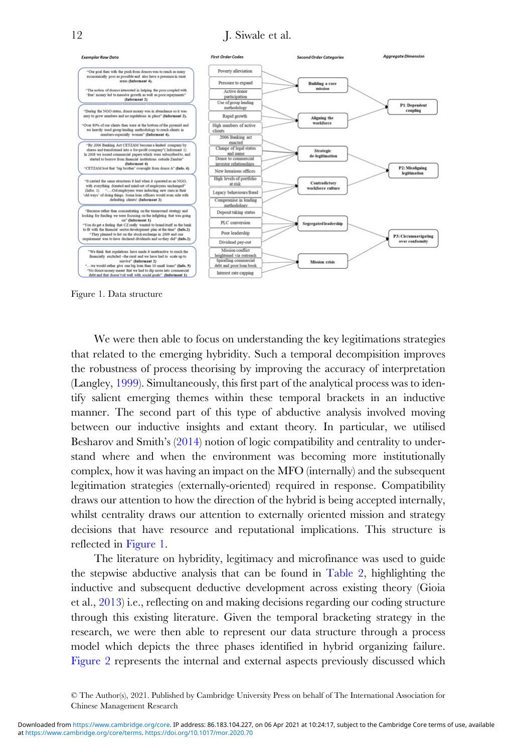| Exemplar Raw Data | First Order Codes | Second Order Categories | Aggregate Dimension |
|---|---|---|---|
| "Our goal then with the push from donors was to reach as many economically poor as possible and also have a presence in rural areas (Informant 4). "The notion of donors interested in helping the poor coupled with 'free' money led to massive growth as well as poor repayments" (Informant 2) | Poverty alleviation; Pressure to expand; Active donor participation | Building a core mission | P1: Dependent coupling |
| "During the NGO status, donor money was in abundance so it was easy to grow numbers and no regulations in place" (Informant 2). "Over 80% of our clients then were at the bottom of the pyramid and we heavily used group lending methodology to reach clients in numbers-especially women" (Informant 4). | Use of group lending methodology; Rapid growth; High numbers of active clients | Aligning the workforce | P1: Dependent coupling |
| "By 2006 Banking Act CETZAM become a limited company by shares and transformed into a for-profit company" (Informant 1) In 2008 we issued commercial papers which were subscribed to, and started to borrow from financial institutions outside Zambia" (Informant 4) "CETZAM lost that 'big brother' oversight from donor A" (Info. 6) | 2006 Banking act enacted; Change of legal status and name; Donor to commercial investor relationships; New luxurious offices | Strategic de-legitimation | P2: Misaligning legitimation |
| "It carried the same structures it had when it operated as an NGO, with everything donated and mind-set of employees unchanged" (Infor. 1) "…Old employees were inducting new ones in their 'old ways' of doing things. Some loan officers would even side with defaulting clients! (Informant 2) | High levels of portfolio at risk; Legacy behaviours/fraud; Compromise in lending methodology | Contradictory workforce culture | P2: Misaligning legitimation |
| "Because rather than concentrating on the turnaround strategy and looking for funding we were focusing on the infighting that was going on" (Informant 1) "You do get a feeling that CZ really wanted to brand itself as the bank to fit with the financial sector development plan at the time" (Info.2) "They planned to list on the stock exchange in 2009 and one requirement was to have declared dividends and so they did" (Info.2) | Deposit taking status; PLC conversion; Poor leadership; Dividend pay-out | Segregated leadership | P3: Circumnavigating over conformity |
| "We think that regulations have made it unattractive to reach the financially excluded –the rural and we have had to scale up to survive" (Informant 2) "…we would rather give one big loan than 10 small loans" (Info. 5) "No donor money meant that we had to dip more into commercial debt and that doesn't sit well with social goals" (Informant 1) | Mission conflict heightened via outreach; Spiralling commercial debt and poor loan book; Interest rate capping | Mission crisis | P3: Circumnavigating over conformity |

Figure 1. Data structure

We were then able to focus on understanding the key legitimations strategies that related to the emerging hybridity. Such a temporal decompisition improves the robustness of process theorising by improving the accuracy of interpretation (Langley, 1999). Simultaneously, this first part of the analytical process was to identify salient emerging themes within these temporal brackets in an inductive manner. The second part of this type of abductive analysis involved moving between our inductive insights and extant theory. In particular, we utilised Besharov and Smith's (2014) notion of logic compatibility and centrality to understand where and when the environment was becoming more institutionally complex, how it was having an impact on the MFO (internally) and the subsequent legitimation strategies (externally-oriented) required in response. Compatibility draws our attention to how the direction of the hybrid is being accepted internally, whilst centrality draws our attention to externally oriented mission and strategy decisions that have resource and reputational implications. This structure is reflected in Figure 1.

The literature on hybridity, legitimacy and microfinance was used to guide the stepwise abductive analysis that can be found in Table 2, highlighting the inductive and subsequent deductive development across existing theory (Gioia et al., 2013) i.e., reflecting on and making decisions regarding our coding structure through this existing literature. Given the temporal bracketing strategy in the research, we were then able to represent our data structure through a process model which depicts the three phases identified in hybrid organizing failure. Figure 2 represents the internal and external aspects previously discussed which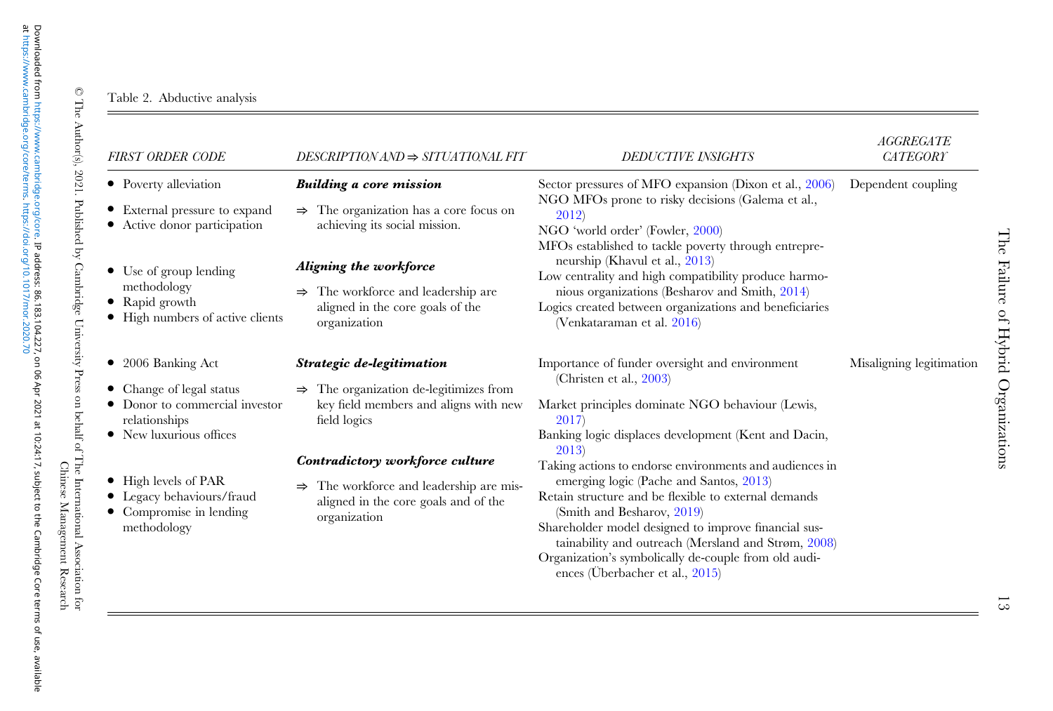Table 2. Abductive analysis

| FIRST ORDER CODE | DESCRIPTION AND ⇒ SITUATIONAL FIT | DEDUCTIVE INSIGHTS | AGGREGATE CATEGORY |
|---|---|---|---|
| • Poverty alleviation<br>• External pressure to expand<br>• Active donor participation<br><br>• Use of group lending methodology<br>• Rapid growth<br>• High numbers of active clients | ***Building a core mission***<br>⇒ The organization has a core focus on achieving its social mission.<br><br>***Aligning the workforce***<br>⇒ The workforce and leadership are aligned in the core goals of the organization | Sector pressures of MFO expansion (Dixon et al., 2006)<br>NGO MFOs prone to risky decisions (Galema et al., 2012)<br>NGO 'world order' (Fowler, 2000)<br>MFOs established to tackle poverty through entrepreneurship (Khavul et al., 2013)<br>Low centrality and high compatibility produce harmonious organizations (Besharov and Smith, 2014)<br>Logics created between organizations and beneficiaries (Venkataraman et al. 2016) | Dependent coupling |
| • 2006 Banking Act<br>• Change of legal status<br>• Donor to commercial investor relationships<br>• New luxurious offices<br><br>• High levels of PAR<br>• Legacy behaviours/fraud<br>• Compromise in lending methodology | ***Strategic de-legitimation***<br>⇒ The organization de-legitimizes from key field members and aligns with new field logics<br><br>***Contradictory workforce culture***<br>⇒ The workforce and leadership are misaligned in the core goals and of the organization | Importance of funder oversight and environment (Christen et al., 2003)<br>Market principles dominate NGO behaviour (Lewis, 2017)<br>Banking logic displaces development (Kent and Dacin, 2013)<br>Taking actions to endorse environments and audiences in emerging logic (Pache and Santos, 2013)<br>Retain structure and be flexible to external demands (Smith and Besharov, 2019)<br>Shareholder model designed to improve financial sustainability and outreach (Mersland and Strøm, 2008)<br>Organization's symbolically de-couple from old audiences (Überbacher et al., 2015) | Misaligning legitimation |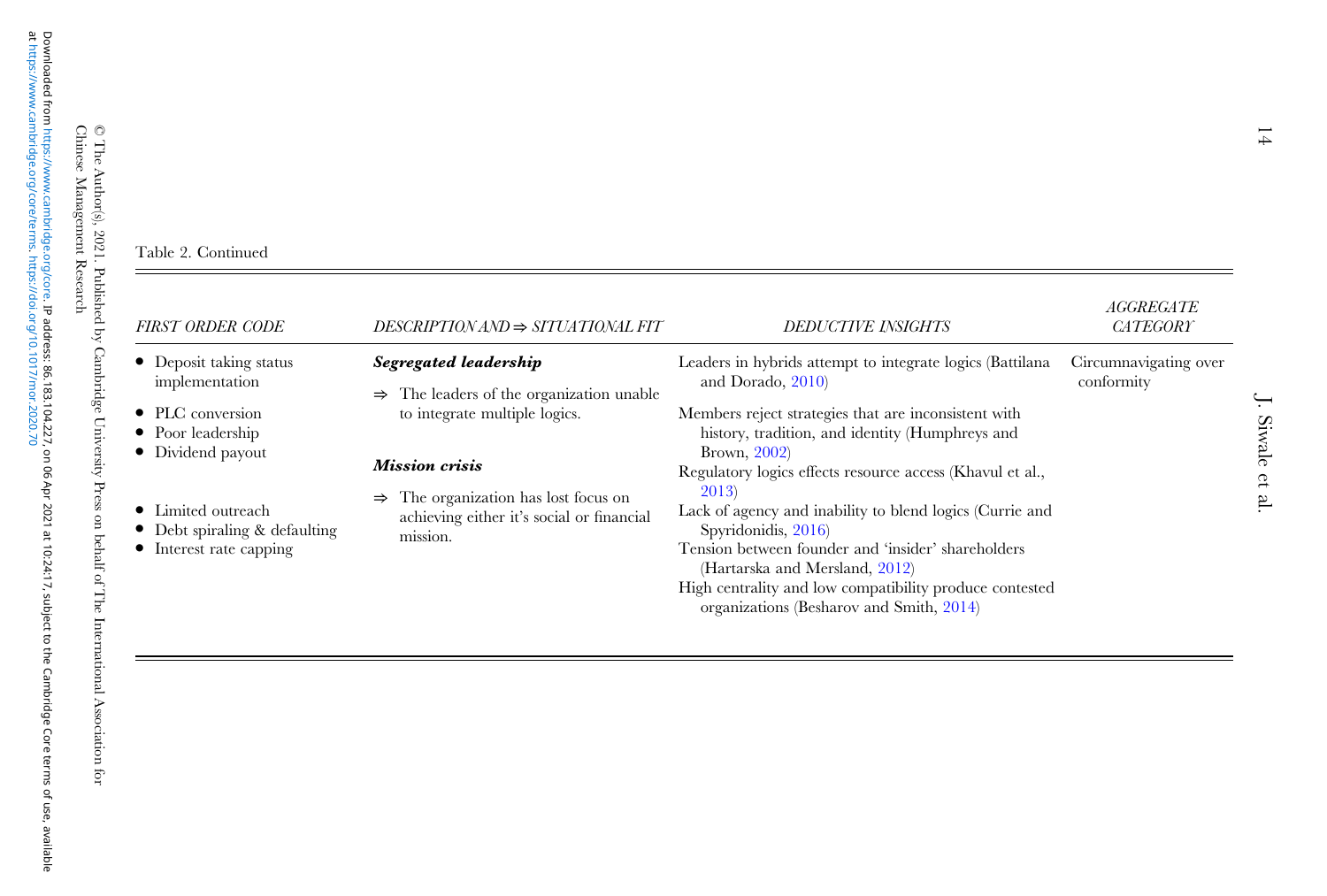Table 2. Continued

| FIRST ORDER CODE | DESCRIPTION AND ⇒ SITUATIONAL FIT | DEDUCTIVE INSIGHTS | AGGREGATE CATEGORY |
|---|---|---|---|
| • Deposit taking status implementation<br>• PLC conversion<br>• Poor leadership<br>• Dividend payout | ***Segregated leadership***<br>⇒ The leaders of the organization unable to integrate multiple logics. | Leaders in hybrids attempt to integrate logics (Battilana and Dorado, 2010)<br>Members reject strategies that are inconsistent with history, tradition, and identity (Humphreys and Brown, 2002)<br>Regulatory logics effects resource access (Khavul et al., 2013)<br>Lack of agency and inability to blend logics (Currie and Spyridonidis, 2016)<br>Tension between founder and 'insider' shareholders (Hartarska and Mersland, 2012)<br>High centrality and low compatibility produce contested organizations (Besharov and Smith, 2014) | Circumnavigating over conformity |
| • Limited outreach<br>• Debt spiraling & defaulting<br>• Interest rate capping | ***Mission crisis***<br>⇒ The organization has lost focus on achieving either it's social or financial mission. | | |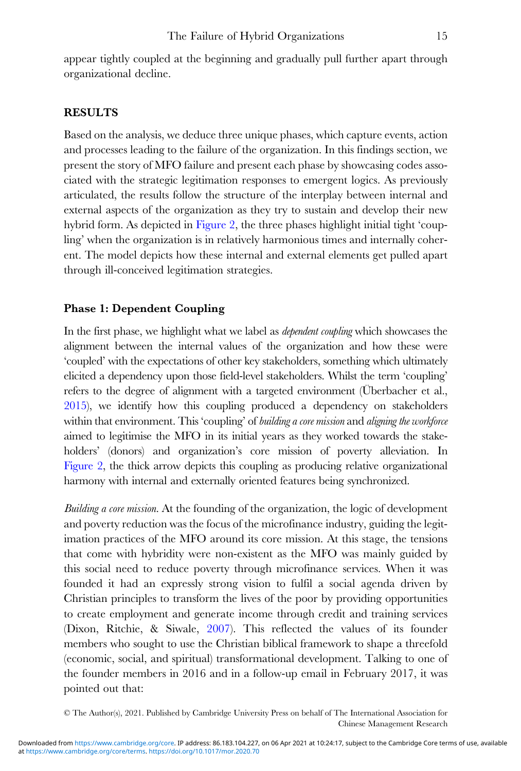appear tightly coupled at the beginning and gradually pull further apart through organizational decline.

## RESULTS

Based on the analysis, we deduce three unique phases, which capture events, action and processes leading to the failure of the organization. In this findings section, we present the story of MFO failure and present each phase by showcasing codes associated with the strategic legitimation responses to emergent logics. As previously articulated, the results follow the structure of the interplay between internal and external aspects of the organization as they try to sustain and develop their new hybrid form. As depicted in Figure 2, the three phases highlight initial tight 'coupling' when the organization is in relatively harmonious times and internally coherent. The model depicts how these internal and external elements get pulled apart through ill-conceived legitimation strategies.

### Phase 1: Dependent Coupling

In the first phase, we highlight what we label as *dependent coupling* which showcases the alignment between the internal values of the organization and how these were 'coupled' with the expectations of other key stakeholders, something which ultimately elicited a dependency upon those field-level stakeholders. Whilst the term 'coupling' refers to the degree of alignment with a targeted environment (Überbacher et al., 2015), we identify how this coupling produced a dependency on stakeholders within that environment. This 'coupling' of *building a core mission* and *aligning the workforce* aimed to legitimise the MFO in its initial years as they worked towards the stakeholders' (donors) and organization's core mission of poverty alleviation. In Figure 2, the thick arrow depicts this coupling as producing relative organizational harmony with internal and externally oriented features being synchronized.

*Building a core mission*. At the founding of the organization, the logic of development and poverty reduction was the focus of the microfinance industry, guiding the legitimation practices of the MFO around its core mission. At this stage, the tensions that come with hybridity were non-existent as the MFO was mainly guided by this social need to reduce poverty through microfinance services. When it was founded it had an expressly strong vision to fulfil a social agenda driven by Christian principles to transform the lives of the poor by providing opportunities to create employment and generate income through credit and training services (Dixon, Ritchie, & Siwale, 2007). This reflected the values of its founder members who sought to use the Christian biblical framework to shape a threefold (economic, social, and spiritual) transformational development. Talking to one of the founder members in 2016 and in a follow-up email in February 2017, it was pointed out that: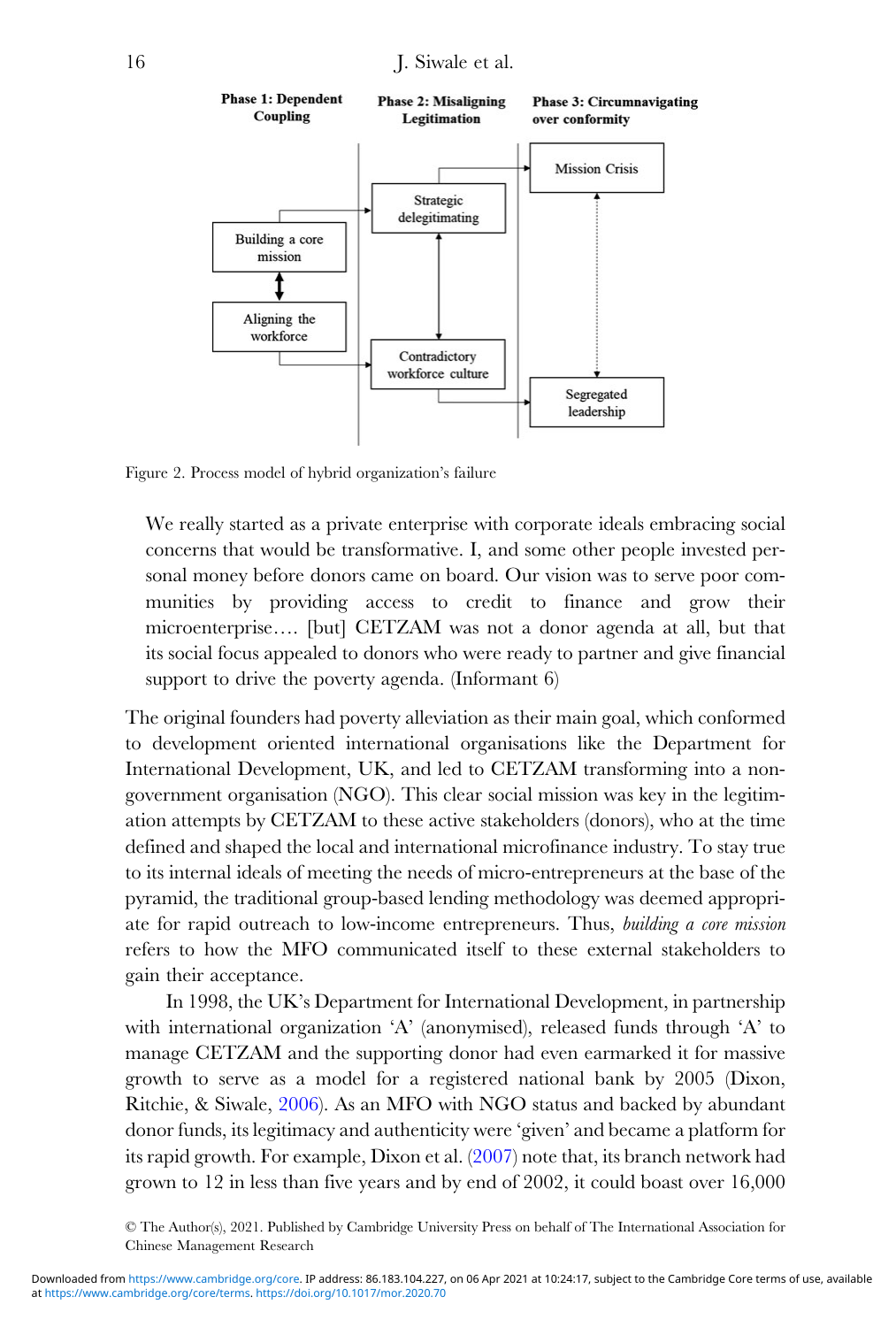Figure 2. Process model of hybrid organization's failure

> We really started as a private enterprise with corporate ideals embracing social concerns that would be transformative. I, and some other people invested personal money before donors came on board. Our vision was to serve poor communities by providing access to credit to finance and grow their microenterprise…. [but] CETZAM was not a donor agenda at all, but that its social focus appealed to donors who were ready to partner and give financial support to drive the poverty agenda. (Informant 6)

The original founders had poverty alleviation as their main goal, which conformed to development oriented international organisations like the Department for International Development, UK, and led to CETZAM transforming into a non-government organisation (NGO). This clear social mission was key in the legitimation attempts by CETZAM to these active stakeholders (donors), who at the time defined and shaped the local and international microfinance industry. To stay true to its internal ideals of meeting the needs of micro-entrepreneurs at the base of the pyramid, the traditional group-based lending methodology was deemed appropriate for rapid outreach to low-income entrepreneurs. Thus, *building a core mission* refers to how the MFO communicated itself to these external stakeholders to gain their acceptance.

In 1998, the UK's Department for International Development, in partnership with international organization 'A' (anonymised), released funds through 'A' to manage CETZAM and the supporting donor had even earmarked it for massive growth to serve as a model for a registered national bank by 2005 (Dixon, Ritchie, & Siwale, 2006). As an MFO with NGO status and backed by abundant donor funds, its legitimacy and authenticity were 'given' and became a platform for its rapid growth. For example, Dixon et al. (2007) note that, its branch network had grown to 12 in less than five years and by end of 2002, it could boast over 16,000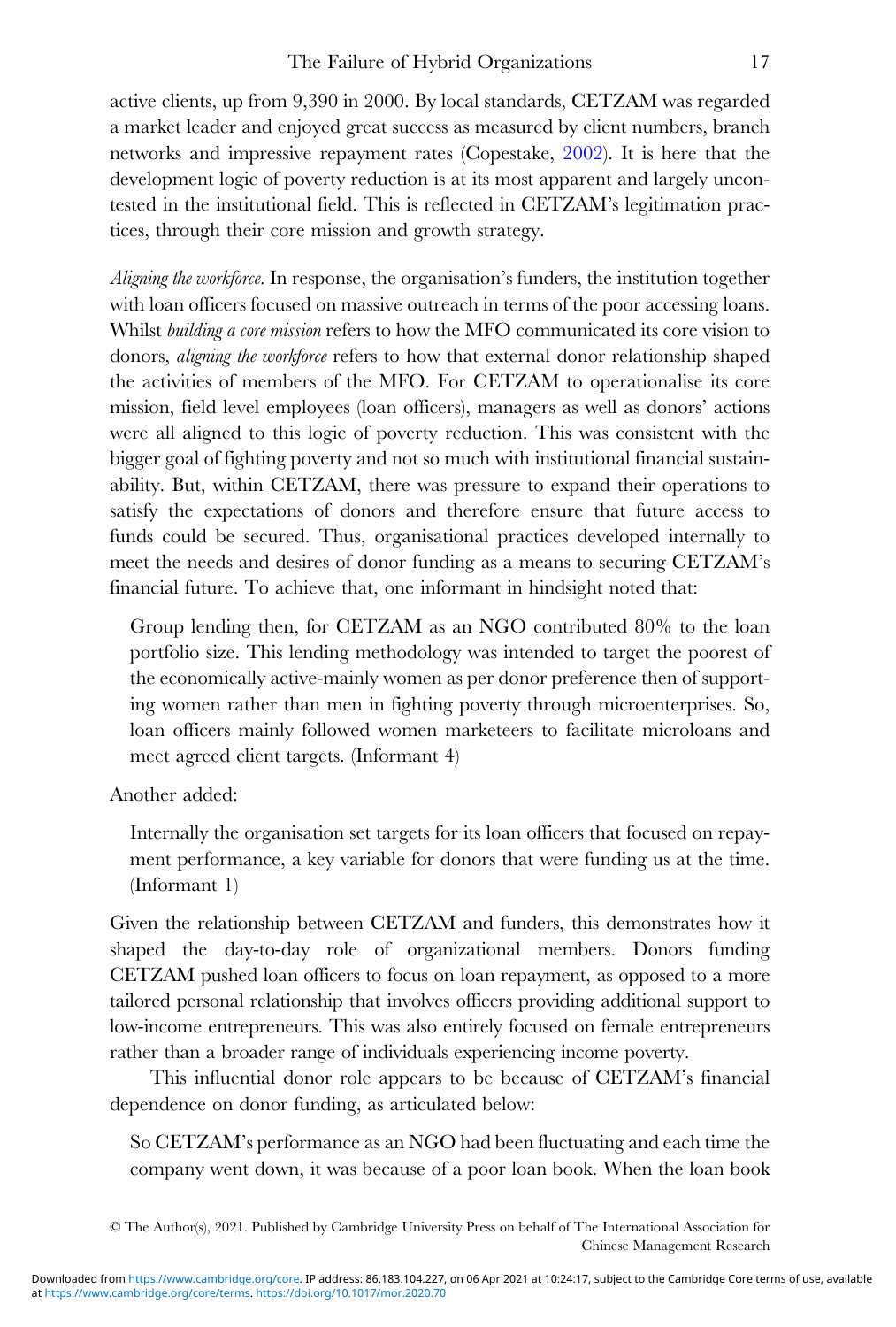active clients, up from 9,390 in 2000. By local standards, CETZAM was regarded a market leader and enjoyed great success as measured by client numbers, branch networks and impressive repayment rates (Copestake, 2002). It is here that the development logic of poverty reduction is at its most apparent and largely uncontested in the institutional field. This is reflected in CETZAM's legitimation practices, through their core mission and growth strategy.

*Aligning the workforce*. In response, the organisation's funders, the institution together with loan officers focused on massive outreach in terms of the poor accessing loans. Whilst *building a core mission* refers to how the MFO communicated its core vision to donors, *aligning the workforce* refers to how that external donor relationship shaped the activities of members of the MFO. For CETZAM to operationalise its core mission, field level employees (loan officers), managers as well as donors' actions were all aligned to this logic of poverty reduction. This was consistent with the bigger goal of fighting poverty and not so much with institutional financial sustainability. But, within CETZAM, there was pressure to expand their operations to satisfy the expectations of donors and therefore ensure that future access to funds could be secured. Thus, organisational practices developed internally to meet the needs and desires of donor funding as a means to securing CETZAM's financial future. To achieve that, one informant in hindsight noted that:

> Group lending then, for CETZAM as an NGO contributed 80% to the loan portfolio size. This lending methodology was intended to target the poorest of the economically active-mainly women as per donor preference then of supporting women rather than men in fighting poverty through microenterprises. So, loan officers mainly followed women marketeers to facilitate microloans and meet agreed client targets. (Informant 4)

Another added:

> Internally the organisation set targets for its loan officers that focused on repayment performance, a key variable for donors that were funding us at the time. (Informant 1)

Given the relationship between CETZAM and funders, this demonstrates how it shaped the day-to-day role of organizational members. Donors funding CETZAM pushed loan officers to focus on loan repayment, as opposed to a more tailored personal relationship that involves officers providing additional support to low-income entrepreneurs. This was also entirely focused on female entrepreneurs rather than a broader range of individuals experiencing income poverty.

This influential donor role appears to be because of CETZAM's financial dependence on donor funding, as articulated below:

> So CETZAM's performance as an NGO had been fluctuating and each time the company went down, it was because of a poor loan book. When the loan book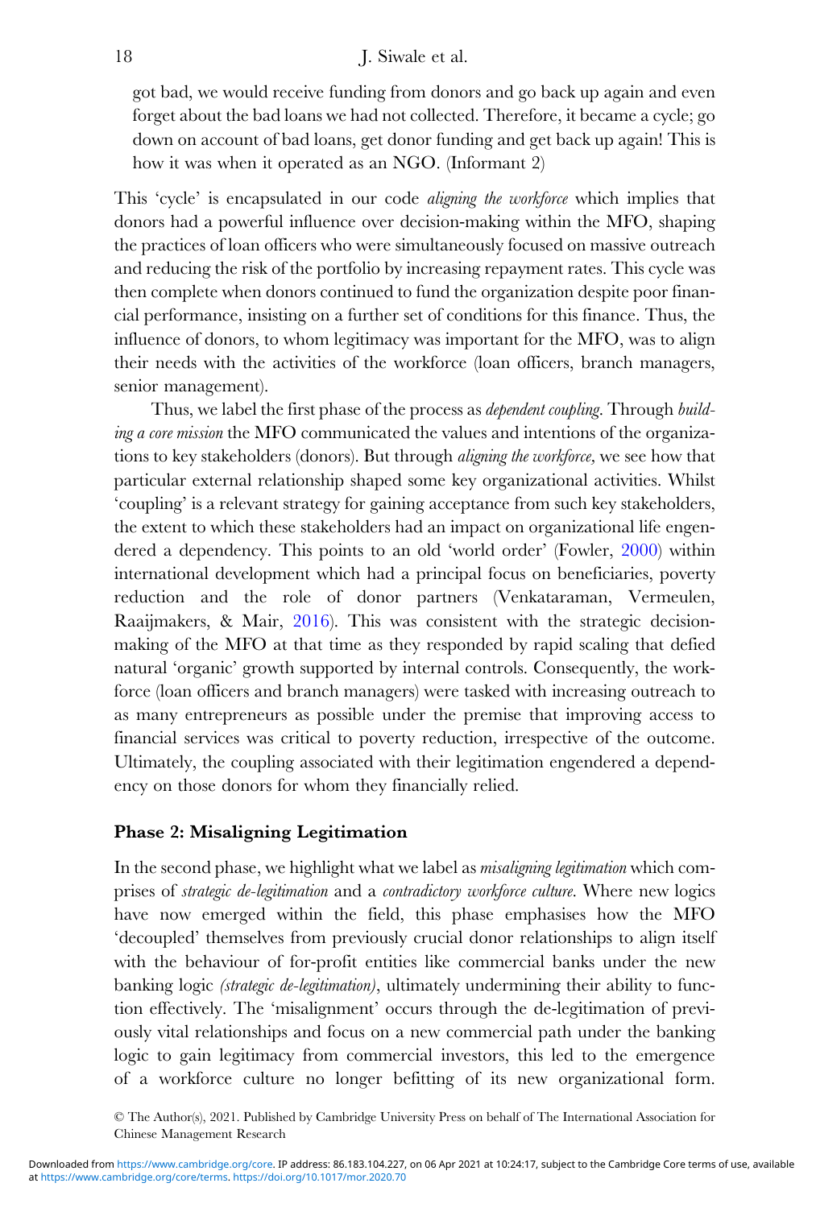got bad, we would receive funding from donors and go back up again and even forget about the bad loans we had not collected. Therefore, it became a cycle; go down on account of bad loans, get donor funding and get back up again! This is how it was when it operated as an NGO. (Informant 2)

This 'cycle' is encapsulated in our code *aligning the workforce* which implies that donors had a powerful influence over decision-making within the MFO, shaping the practices of loan officers who were simultaneously focused on massive outreach and reducing the risk of the portfolio by increasing repayment rates. This cycle was then complete when donors continued to fund the organization despite poor financial performance, insisting on a further set of conditions for this finance. Thus, the influence of donors, to whom legitimacy was important for the MFO, was to align their needs with the activities of the workforce (loan officers, branch managers, senior management).

Thus, we label the first phase of the process as *dependent coupling*. Through *building a core mission* the MFO communicated the values and intentions of the organizations to key stakeholders (donors). But through *aligning the workforce,* we see how that particular external relationship shaped some key organizational activities. Whilst 'coupling' is a relevant strategy for gaining acceptance from such key stakeholders, the extent to which these stakeholders had an impact on organizational life engendered a dependency. This points to an old 'world order' (Fowler, 2000) within international development which had a principal focus on beneficiaries, poverty reduction and the role of donor partners (Venkataraman, Vermeulen, Raaijmakers, & Mair, 2016). This was consistent with the strategic decision-making of the MFO at that time as they responded by rapid scaling that defied natural 'organic' growth supported by internal controls. Consequently, the workforce (loan officers and branch managers) were tasked with increasing outreach to as many entrepreneurs as possible under the premise that improving access to financial services was critical to poverty reduction, irrespective of the outcome. Ultimately, the coupling associated with their legitimation engendered a dependency on those donors for whom they financially relied.

### Phase 2: Misaligning Legitimation

In the second phase, we highlight what we label as *misaligning legitimation* which comprises of *strategic de-legitimation* and a *contradictory workforce culture*. Where new logics have now emerged within the field, this phase emphasises how the MFO 'decoupled' themselves from previously crucial donor relationships to align itself with the behaviour of for-profit entities like commercial banks under the new banking logic *(strategic de-legitimation)*, ultimately undermining their ability to function effectively. The 'misalignment' occurs through the de-legitimation of previously vital relationships and focus on a new commercial path under the banking logic to gain legitimacy from commercial investors, this led to the emergence of a workforce culture no longer befitting of its new organizational form.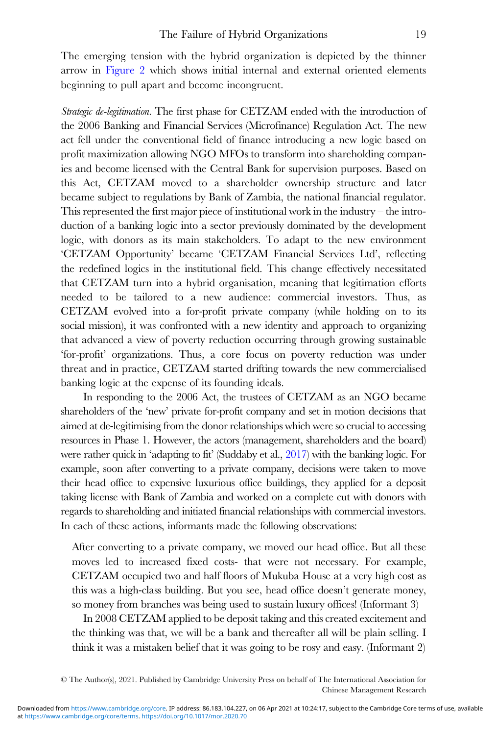The emerging tension with the hybrid organization is depicted by the thinner arrow in Figure 2 which shows initial internal and external oriented elements beginning to pull apart and become incongruent.

*Strategic de-legitimation*. The first phase for CETZAM ended with the introduction of the 2006 Banking and Financial Services (Microfinance) Regulation Act. The new act fell under the conventional field of finance introducing a new logic based on profit maximization allowing NGO MFOs to transform into shareholding companies and become licensed with the Central Bank for supervision purposes. Based on this Act, CETZAM moved to a shareholder ownership structure and later became subject to regulations by Bank of Zambia, the national financial regulator. This represented the first major piece of institutional work in the industry – the introduction of a banking logic into a sector previously dominated by the development logic, with donors as its main stakeholders. To adapt to the new environment 'CETZAM Opportunity' became 'CETZAM Financial Services Ltd', reflecting the redefined logics in the institutional field. This change effectively necessitated that CETZAM turn into a hybrid organisation, meaning that legitimation efforts needed to be tailored to a new audience: commercial investors. Thus, as CETZAM evolved into a for-profit private company (while holding on to its social mission), it was confronted with a new identity and approach to organizing that advanced a view of poverty reduction occurring through growing sustainable 'for-profit' organizations. Thus, a core focus on poverty reduction was under threat and in practice, CETZAM started drifting towards the new commercialised banking logic at the expense of its founding ideals.

In responding to the 2006 Act, the trustees of CETZAM as an NGO became shareholders of the 'new' private for-profit company and set in motion decisions that aimed at de-legitimising from the donor relationships which were so crucial to accessing resources in Phase 1. However, the actors (management, shareholders and the board) were rather quick in 'adapting to fit' (Suddaby et al., 2017) with the banking logic. For example, soon after converting to a private company, decisions were taken to move their head office to expensive luxurious office buildings, they applied for a deposit taking license with Bank of Zambia and worked on a complete cut with donors with regards to shareholding and initiated financial relationships with commercial investors. In each of these actions, informants made the following observations:

> After converting to a private company, we moved our head office. But all these moves led to increased fixed costs- that were not necessary. For example, CETZAM occupied two and half floors of Mukuba House at a very high cost as this was a high-class building. But you see, head office doesn't generate money, so money from branches was being used to sustain luxury offices! (Informant 3)
>
> In 2008 CETZAM applied to be deposit taking and this created excitement and the thinking was that, we will be a bank and thereafter all will be plain selling. I think it was a mistaken belief that it was going to be rosy and easy. (Informant 2)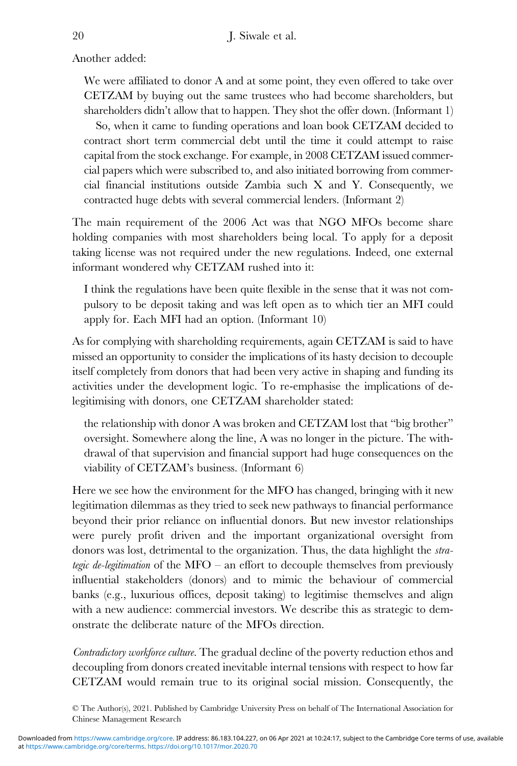Another added:

> We were affiliated to donor A and at some point, they even offered to take over CETZAM by buying out the same trustees who had become shareholders, but shareholders didn't allow that to happen. They shot the offer down. (Informant 1)
>
> So, when it came to funding operations and loan book CETZAM decided to contract short term commercial debt until the time it could attempt to raise capital from the stock exchange. For example, in 2008 CETZAM issued commercial papers which were subscribed to, and also initiated borrowing from commercial financial institutions outside Zambia such X and Y. Consequently, we contracted huge debts with several commercial lenders. (Informant 2)

The main requirement of the 2006 Act was that NGO MFOs become share holding companies with most shareholders being local. To apply for a deposit taking license was not required under the new regulations. Indeed, one external informant wondered why CETZAM rushed into it:

> I think the regulations have been quite flexible in the sense that it was not compulsory to be deposit taking and was left open as to which tier an MFI could apply for. Each MFI had an option. (Informant 10)

As for complying with shareholding requirements, again CETZAM is said to have missed an opportunity to consider the implications of its hasty decision to decouple itself completely from donors that had been very active in shaping and funding its activities under the development logic. To re-emphasise the implications of de-legitimising with donors, one CETZAM shareholder stated:

> the relationship with donor A was broken and CETZAM lost that "big brother" oversight. Somewhere along the line, A was no longer in the picture. The withdrawal of that supervision and financial support had huge consequences on the viability of CETZAM's business. (Informant 6)

Here we see how the environment for the MFO has changed, bringing with it new legitimation dilemmas as they tried to seek new pathways to financial performance beyond their prior reliance on influential donors. But new investor relationships were purely profit driven and the important organizational oversight from donors was lost, detrimental to the organization. Thus, the data highlight the *strategic de-legitimation* of the MFO – an effort to decouple themselves from previously influential stakeholders (donors) and to mimic the behaviour of commercial banks (e.g., luxurious offices, deposit taking) to legitimise themselves and align with a new audience: commercial investors. We describe this as strategic to demonstrate the deliberate nature of the MFOs direction.

*Contradictory workforce culture*. The gradual decline of the poverty reduction ethos and decoupling from donors created inevitable internal tensions with respect to how far CETZAM would remain true to its original social mission. Consequently, the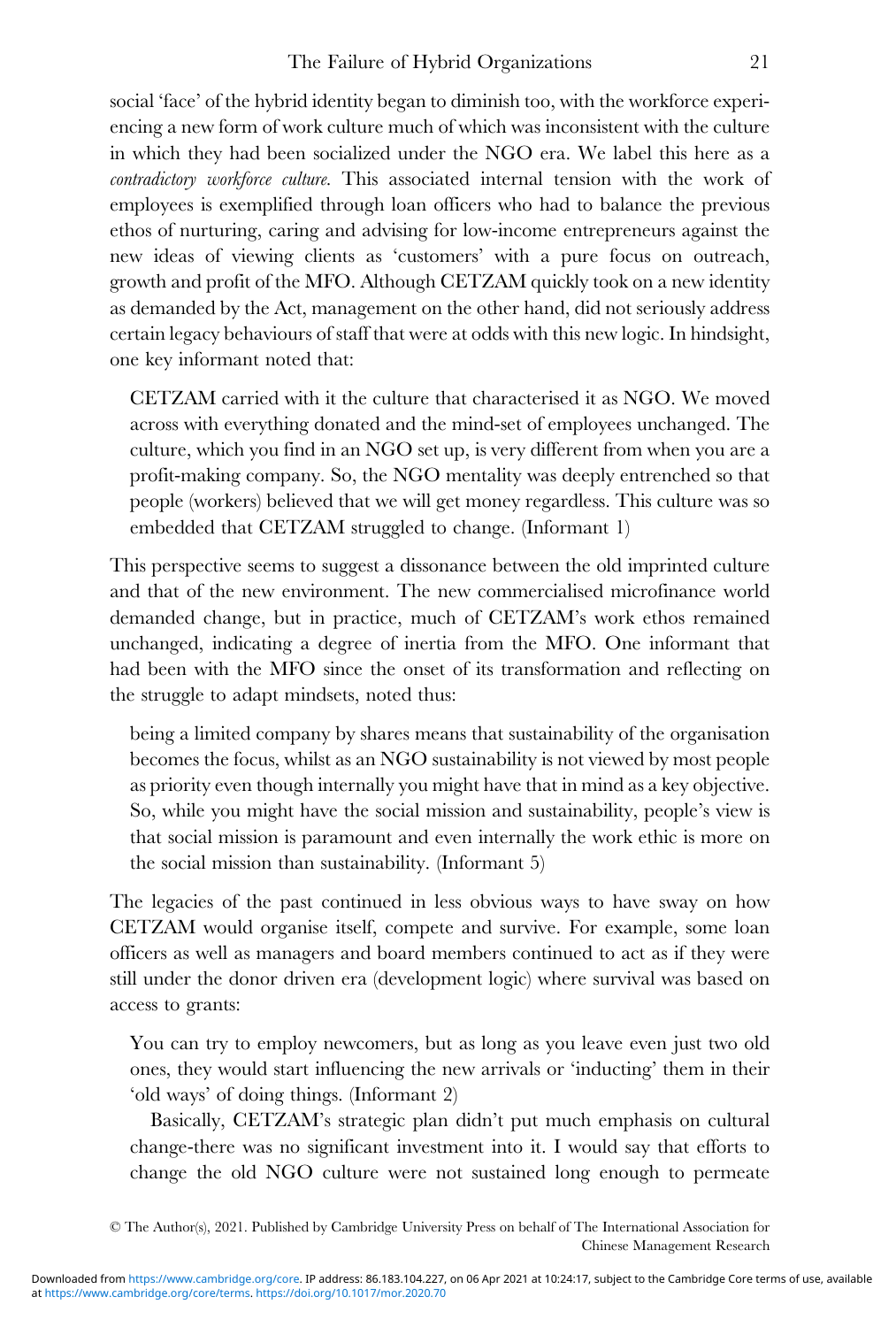social 'face' of the hybrid identity began to diminish too, with the workforce experiencing a new form of work culture much of which was inconsistent with the culture in which they had been socialized under the NGO era. We label this here as a *contradictory workforce culture.* This associated internal tension with the work of employees is exemplified through loan officers who had to balance the previous ethos of nurturing, caring and advising for low-income entrepreneurs against the new ideas of viewing clients as 'customers' with a pure focus on outreach, growth and profit of the MFO. Although CETZAM quickly took on a new identity as demanded by the Act, management on the other hand, did not seriously address certain legacy behaviours of staff that were at odds with this new logic. In hindsight, one key informant noted that:

> CETZAM carried with it the culture that characterised it as NGO. We moved across with everything donated and the mind-set of employees unchanged. The culture, which you find in an NGO set up, is very different from when you are a profit-making company. So, the NGO mentality was deeply entrenched so that people (workers) believed that we will get money regardless. This culture was so embedded that CETZAM struggled to change. (Informant 1)

This perspective seems to suggest a dissonance between the old imprinted culture and that of the new environment. The new commercialised microfinance world demanded change, but in practice, much of CETZAM's work ethos remained unchanged, indicating a degree of inertia from the MFO. One informant that had been with the MFO since the onset of its transformation and reflecting on the struggle to adapt mindsets, noted thus:

> being a limited company by shares means that sustainability of the organisation becomes the focus, whilst as an NGO sustainability is not viewed by most people as priority even though internally you might have that in mind as a key objective. So, while you might have the social mission and sustainability, people's view is that social mission is paramount and even internally the work ethic is more on the social mission than sustainability. (Informant 5)

The legacies of the past continued in less obvious ways to have sway on how CETZAM would organise itself, compete and survive. For example, some loan officers as well as managers and board members continued to act as if they were still under the donor driven era (development logic) where survival was based on access to grants:

> You can try to employ newcomers, but as long as you leave even just two old ones, they would start influencing the new arrivals or 'inducting' them in their 'old ways' of doing things. (Informant 2)
>
> Basically, CETZAM's strategic plan didn't put much emphasis on cultural change-there was no significant investment into it. I would say that efforts to change the old NGO culture were not sustained long enough to permeate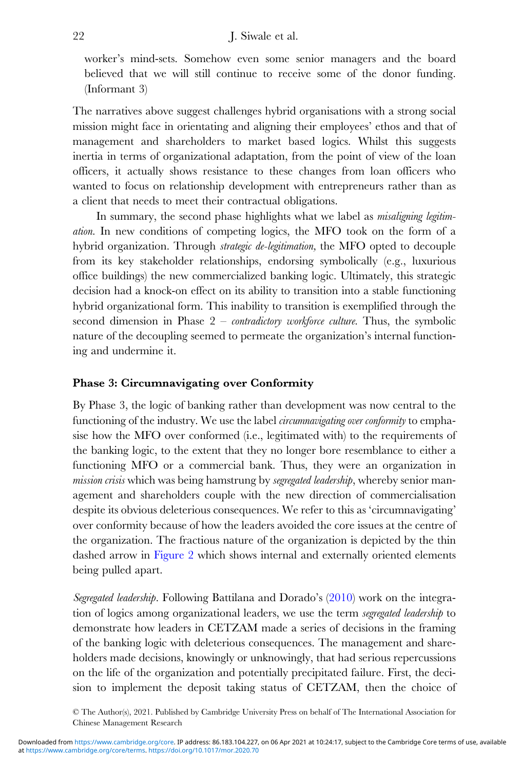worker's mind-sets. Somehow even some senior managers and the board believed that we will still continue to receive some of the donor funding. (Informant 3)

The narratives above suggest challenges hybrid organisations with a strong social mission might face in orientating and aligning their employees' ethos and that of management and shareholders to market based logics. Whilst this suggests inertia in terms of organizational adaptation, from the point of view of the loan officers, it actually shows resistance to these changes from loan officers who wanted to focus on relationship development with entrepreneurs rather than as a client that needs to meet their contractual obligations.

In summary, the second phase highlights what we label as *misaligning legitimation*. In new conditions of competing logics, the MFO took on the form of a hybrid organization. Through *strategic de-legitimation*, the MFO opted to decouple from its key stakeholder relationships, endorsing symbolically (e.g., luxurious office buildings) the new commercialized banking logic. Ultimately, this strategic decision had a knock-on effect on its ability to transition into a stable functioning hybrid organizational form. This inability to transition is exemplified through the second dimension in Phase 2 – *contradictory workforce culture*. Thus, the symbolic nature of the decoupling seemed to permeate the organization's internal functioning and undermine it.

### Phase 3: Circumnavigating over Conformity

By Phase 3, the logic of banking rather than development was now central to the functioning of the industry. We use the label *circumnavigating over conformity* to emphasise how the MFO over conformed (i.e., legitimated with) to the requirements of the banking logic, to the extent that they no longer bore resemblance to either a functioning MFO or a commercial bank. Thus, they were an organization in *mission crisis* which was being hamstrung by *segregated leadership*, whereby senior management and shareholders couple with the new direction of commercialisation despite its obvious deleterious consequences. We refer to this as 'circumnavigating' over conformity because of how the leaders avoided the core issues at the centre of the organization. The fractious nature of the organization is depicted by the thin dashed arrow in Figure 2 which shows internal and externally oriented elements being pulled apart.

*Segregated leadership*. Following Battilana and Dorado's (2010) work on the integration of logics among organizational leaders, we use the term *segregated leadership* to demonstrate how leaders in CETZAM made a series of decisions in the framing of the banking logic with deleterious consequences. The management and shareholders made decisions, knowingly or unknowingly, that had serious repercussions on the life of the organization and potentially precipitated failure. First, the decision to implement the deposit taking status of CETZAM, then the choice of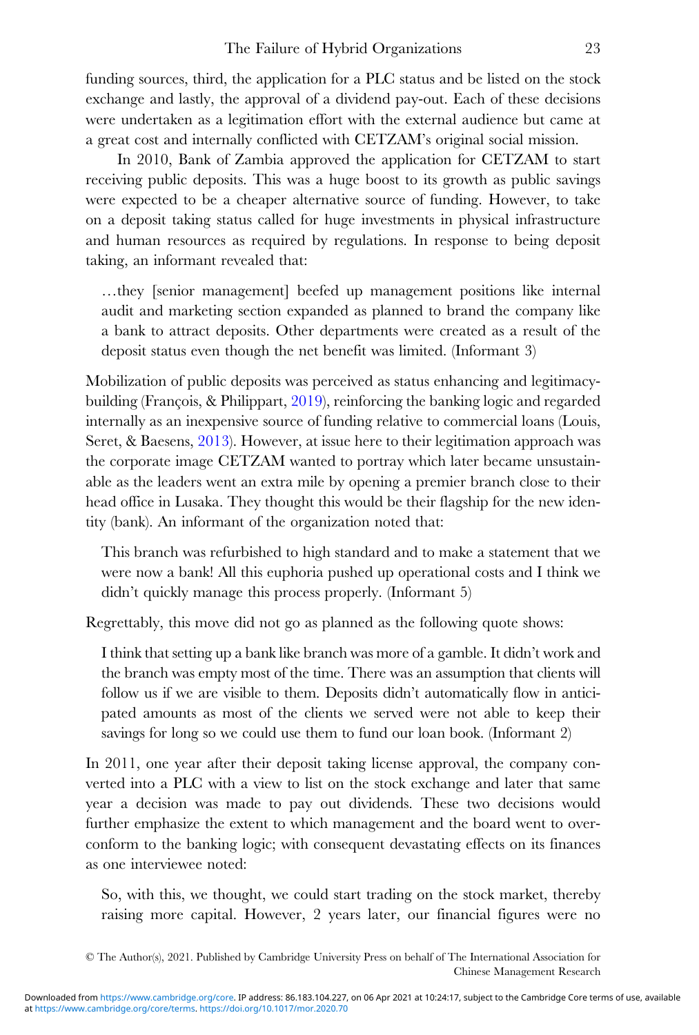funding sources, third, the application for a PLC status and be listed on the stock exchange and lastly, the approval of a dividend pay-out. Each of these decisions were undertaken as a legitimation effort with the external audience but came at a great cost and internally conflicted with CETZAM's original social mission.

In 2010, Bank of Zambia approved the application for CETZAM to start receiving public deposits. This was a huge boost to its growth as public savings were expected to be a cheaper alternative source of funding. However, to take on a deposit taking status called for huge investments in physical infrastructure and human resources as required by regulations. In response to being deposit taking, an informant revealed that:

> …they [senior management] beefed up management positions like internal audit and marketing section expanded as planned to brand the company like a bank to attract deposits. Other departments were created as a result of the deposit status even though the net benefit was limited. (Informant 3)

Mobilization of public deposits was perceived as status enhancing and legitimacy-building (François, & Philippart, 2019), reinforcing the banking logic and regarded internally as an inexpensive source of funding relative to commercial loans (Louis, Seret, & Baesens, 2013). However, at issue here to their legitimation approach was the corporate image CETZAM wanted to portray which later became unsustainable as the leaders went an extra mile by opening a premier branch close to their head office in Lusaka. They thought this would be their flagship for the new identity (bank). An informant of the organization noted that:

> This branch was refurbished to high standard and to make a statement that we were now a bank! All this euphoria pushed up operational costs and I think we didn't quickly manage this process properly. (Informant 5)

Regrettably, this move did not go as planned as the following quote shows:

> I think that setting up a bank like branch was more of a gamble. It didn't work and the branch was empty most of the time. There was an assumption that clients will follow us if we are visible to them. Deposits didn't automatically flow in anticipated amounts as most of the clients we served were not able to keep their savings for long so we could use them to fund our loan book. (Informant 2)

In 2011, one year after their deposit taking license approval, the company converted into a PLC with a view to list on the stock exchange and later that same year a decision was made to pay out dividends. These two decisions would further emphasize the extent to which management and the board went to over-conform to the banking logic; with consequent devastating effects on its finances as one interviewee noted:

> So, with this, we thought, we could start trading on the stock market, thereby raising more capital. However, 2 years later, our financial figures were no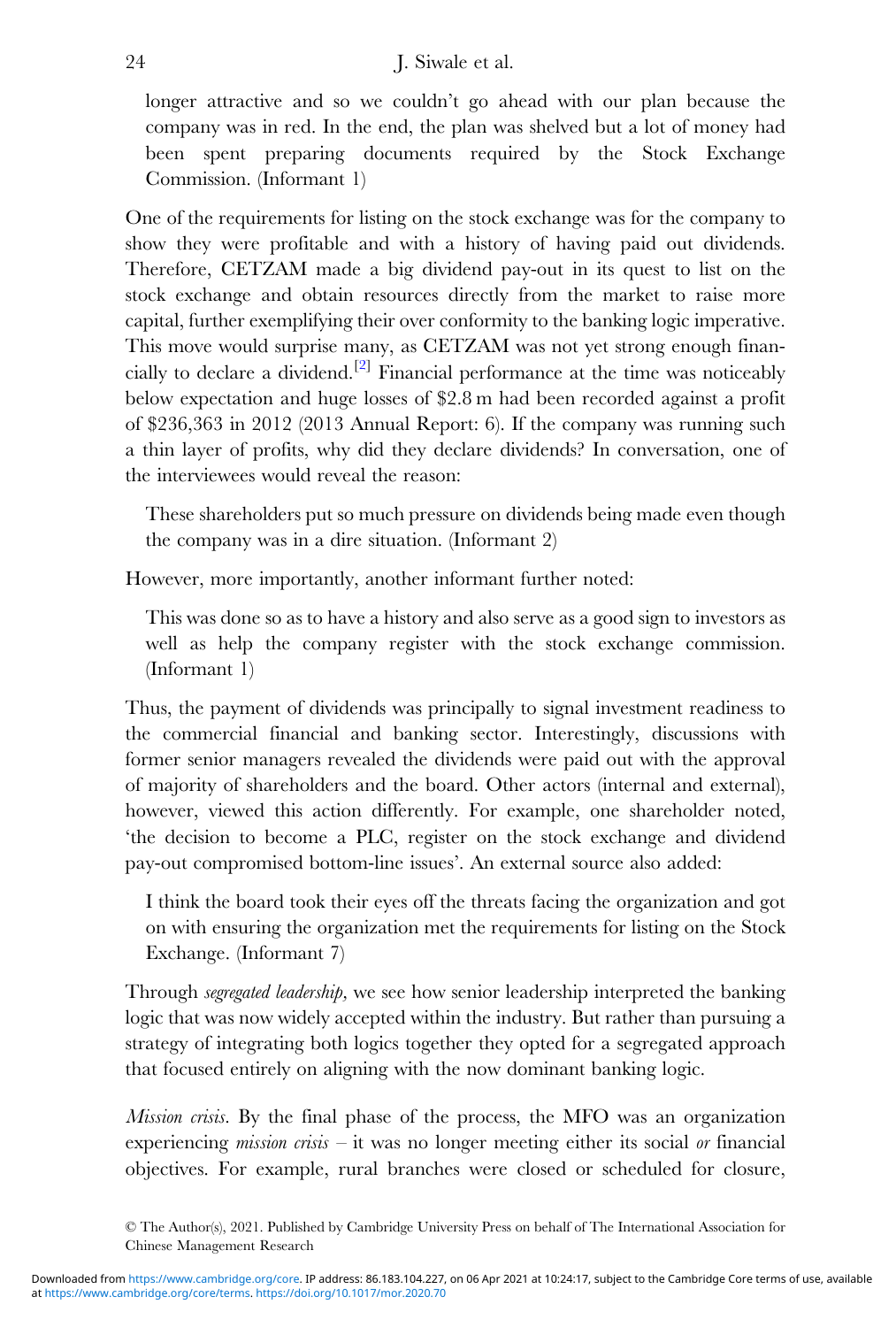longer attractive and so we couldn't go ahead with our plan because the company was in red. In the end, the plan was shelved but a lot of money had been spent preparing documents required by the Stock Exchange Commission. (Informant 1)

One of the requirements for listing on the stock exchange was for the company to show they were profitable and with a history of having paid out dividends. Therefore, CETZAM made a big dividend pay-out in its quest to list on the stock exchange and obtain resources directly from the market to raise more capital, further exemplifying their over conformity to the banking logic imperative. This move would surprise many, as CETZAM was not yet strong enough financially to declare a dividend.[2] Financial performance at the time was noticeably below expectation and huge losses of $2.8 m had been recorded against a profit of $236,363 in 2012 (2013 Annual Report: 6). If the company was running such a thin layer of profits, why did they declare dividends? In conversation, one of the interviewees would reveal the reason:

> These shareholders put so much pressure on dividends being made even though the company was in a dire situation. (Informant 2)

However, more importantly, another informant further noted:

> This was done so as to have a history and also serve as a good sign to investors as well as help the company register with the stock exchange commission. (Informant 1)

Thus, the payment of dividends was principally to signal investment readiness to the commercial financial and banking sector. Interestingly, discussions with former senior managers revealed the dividends were paid out with the approval of majority of shareholders and the board. Other actors (internal and external), however, viewed this action differently. For example, one shareholder noted, 'the decision to become a PLC, register on the stock exchange and dividend pay-out compromised bottom-line issues'. An external source also added:

> I think the board took their eyes off the threats facing the organization and got on with ensuring the organization met the requirements for listing on the Stock Exchange. (Informant 7)

Through *segregated leadership*, we see how senior leadership interpreted the banking logic that was now widely accepted within the industry. But rather than pursuing a strategy of integrating both logics together they opted for a segregated approach that focused entirely on aligning with the now dominant banking logic.

*Mission crisis*. By the final phase of the process, the MFO was an organization experiencing *mission crisis* – it was no longer meeting either its social *or* financial objectives. For example, rural branches were closed or scheduled for closure,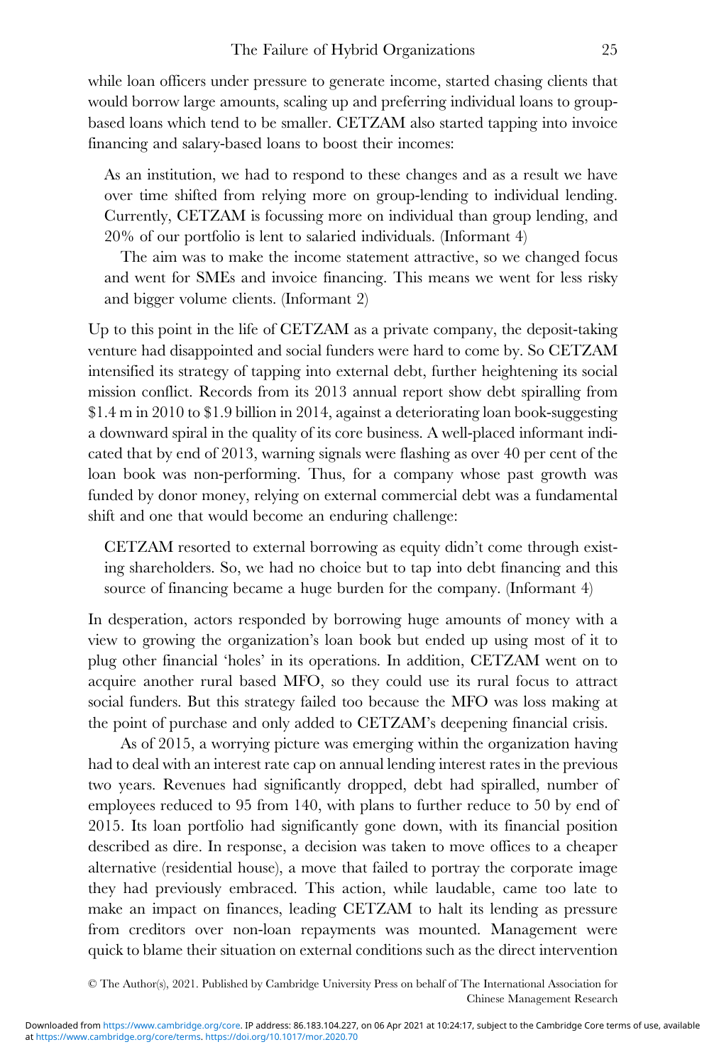while loan officers under pressure to generate income, started chasing clients that would borrow large amounts, scaling up and preferring individual loans to group-based loans which tend to be smaller. CETZAM also started tapping into invoice financing and salary-based loans to boost their incomes:

> As an institution, we had to respond to these changes and as a result we have over time shifted from relying more on group-lending to individual lending. Currently, CETZAM is focussing more on individual than group lending, and 20% of our portfolio is lent to salaried individuals. (Informant 4)
>
> The aim was to make the income statement attractive, so we changed focus and went for SMEs and invoice financing. This means we went for less risky and bigger volume clients. (Informant 2)

Up to this point in the life of CETZAM as a private company, the deposit-taking venture had disappointed and social funders were hard to come by. So CETZAM intensified its strategy of tapping into external debt, further heightening its social mission conflict. Records from its 2013 annual report show debt spiralling from \$1.4 m in 2010 to \$1.9 billion in 2014, against a deteriorating loan book-suggesting a downward spiral in the quality of its core business. A well-placed informant indicated that by end of 2013, warning signals were flashing as over 40 per cent of the loan book was non-performing. Thus, for a company whose past growth was funded by donor money, relying on external commercial debt was a fundamental shift and one that would become an enduring challenge:

> CETZAM resorted to external borrowing as equity didn't come through existing shareholders. So, we had no choice but to tap into debt financing and this source of financing became a huge burden for the company. (Informant 4)

In desperation, actors responded by borrowing huge amounts of money with a view to growing the organization's loan book but ended up using most of it to plug other financial 'holes' in its operations. In addition, CETZAM went on to acquire another rural based MFO, so they could use its rural focus to attract social funders. But this strategy failed too because the MFO was loss making at the point of purchase and only added to CETZAM's deepening financial crisis.

As of 2015, a worrying picture was emerging within the organization having had to deal with an interest rate cap on annual lending interest rates in the previous two years. Revenues had significantly dropped, debt had spiralled, number of employees reduced to 95 from 140, with plans to further reduce to 50 by end of 2015. Its loan portfolio had significantly gone down, with its financial position described as dire. In response, a decision was taken to move offices to a cheaper alternative (residential house), a move that failed to portray the corporate image they had previously embraced. This action, while laudable, came too late to make an impact on finances, leading CETZAM to halt its lending as pressure from creditors over non-loan repayments was mounted. Management were quick to blame their situation on external conditions such as the direct intervention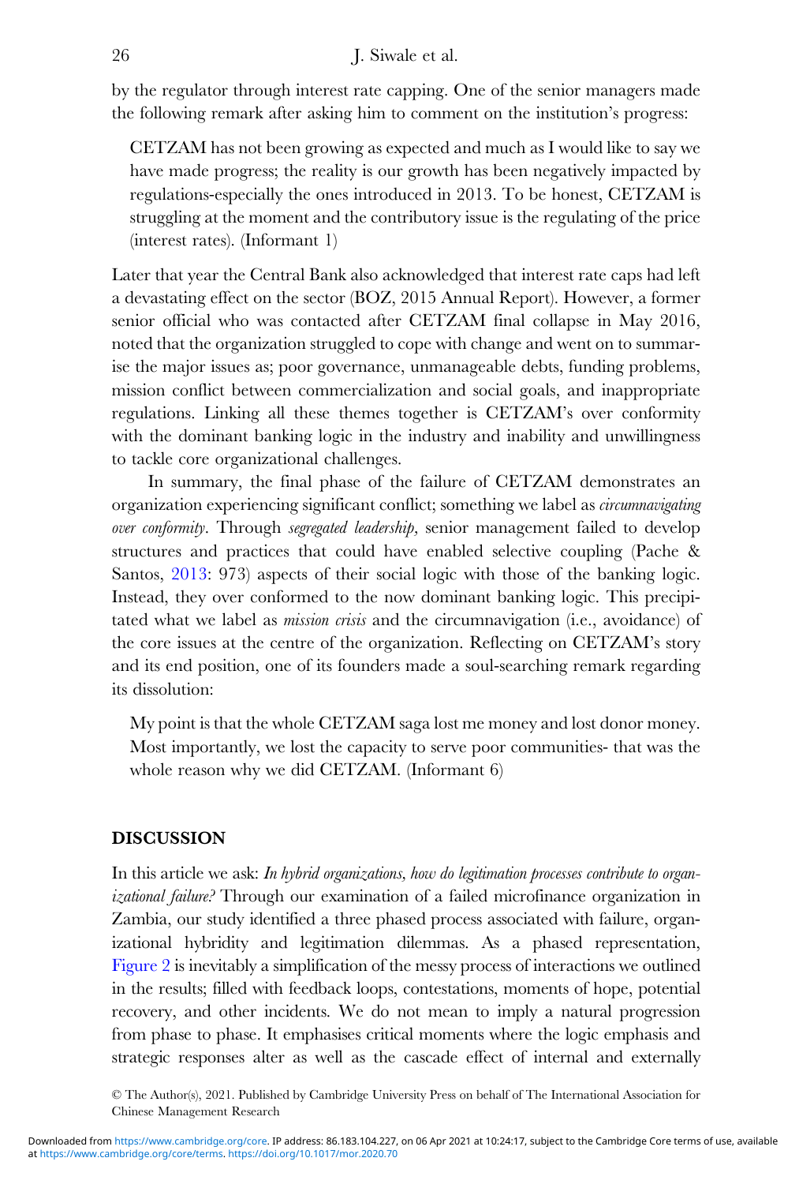by the regulator through interest rate capping. One of the senior managers made the following remark after asking him to comment on the institution's progress:

> CETZAM has not been growing as expected and much as I would like to say we have made progress; the reality is our growth has been negatively impacted by regulations-especially the ones introduced in 2013. To be honest, CETZAM is struggling at the moment and the contributory issue is the regulating of the price (interest rates). (Informant 1)

Later that year the Central Bank also acknowledged that interest rate caps had left a devastating effect on the sector (BOZ, 2015 Annual Report). However, a former senior official who was contacted after CETZAM final collapse in May 2016, noted that the organization struggled to cope with change and went on to summarise the major issues as; poor governance, unmanageable debts, funding problems, mission conflict between commercialization and social goals, and inappropriate regulations. Linking all these themes together is CETZAM's over conformity with the dominant banking logic in the industry and inability and unwillingness to tackle core organizational challenges.

In summary, the final phase of the failure of CETZAM demonstrates an organization experiencing significant conflict; something we label as *circumnavigating over conformity*. Through *segregated leadership*, senior management failed to develop structures and practices that could have enabled selective coupling (Pache & Santos, 2013: 973) aspects of their social logic with those of the banking logic. Instead, they over conformed to the now dominant banking logic. This precipitated what we label as *mission crisis* and the circumnavigation (i.e., avoidance) of the core issues at the centre of the organization. Reflecting on CETZAM's story and its end position, one of its founders made a soul-searching remark regarding its dissolution:

> My point is that the whole CETZAM saga lost me money and lost donor money. Most importantly, we lost the capacity to serve poor communities- that was the whole reason why we did CETZAM. (Informant 6)

## DISCUSSION

In this article we ask: *In hybrid organizations, how do legitimation processes contribute to organizational failure?* Through our examination of a failed microfinance organization in Zambia, our study identified a three phased process associated with failure, organizational hybridity and legitimation dilemmas. As a phased representation, Figure 2 is inevitably a simplification of the messy process of interactions we outlined in the results; filled with feedback loops, contestations, moments of hope, potential recovery, and other incidents. We do not mean to imply a natural progression from phase to phase. It emphasises critical moments where the logic emphasis and strategic responses alter as well as the cascade effect of internal and externally

© The Author(s), 2021. Published by Cambridge University Press on behalf of The International Association for Chinese Management Research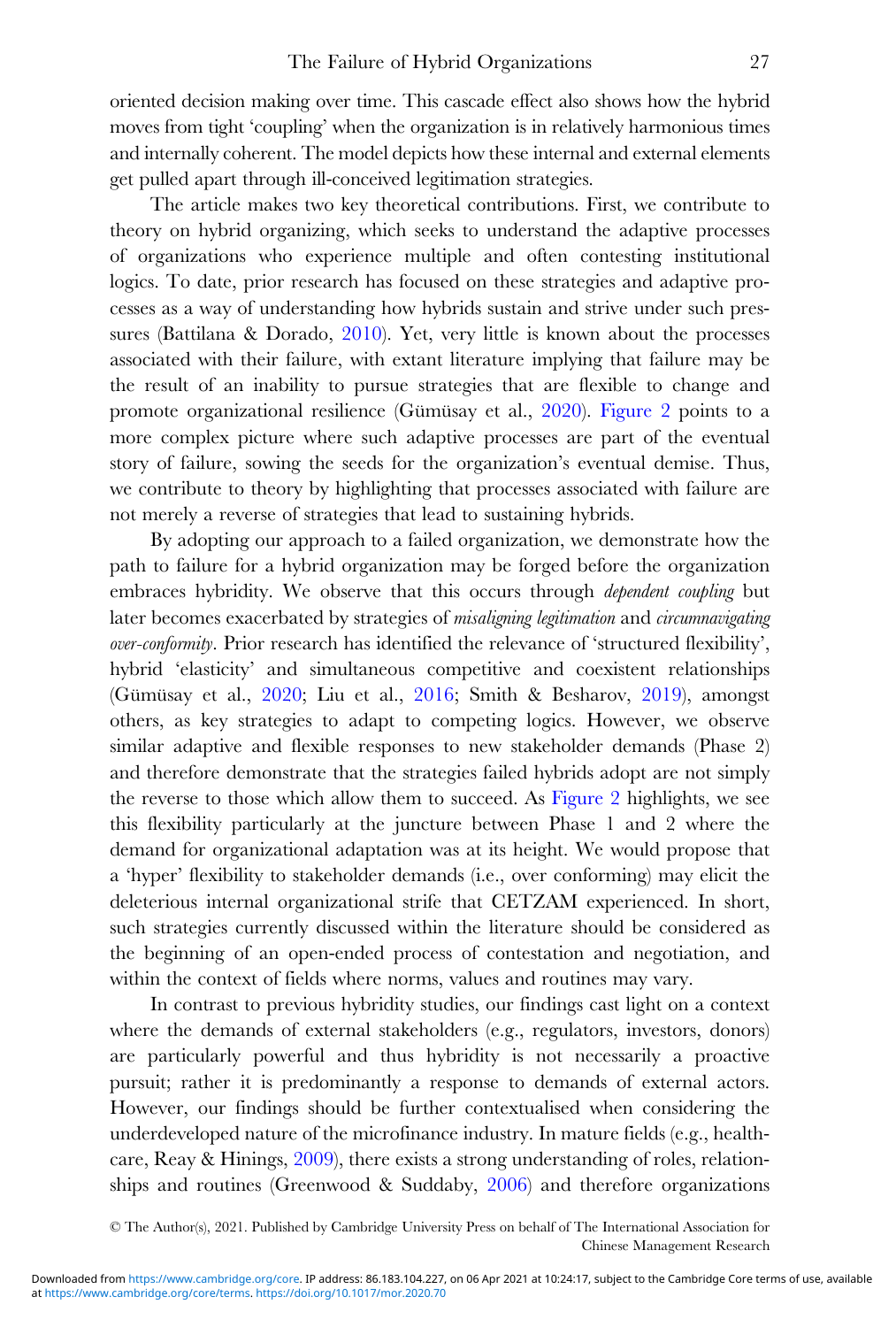oriented decision making over time. This cascade effect also shows how the hybrid moves from tight 'coupling' when the organization is in relatively harmonious times and internally coherent. The model depicts how these internal and external elements get pulled apart through ill-conceived legitimation strategies.

The article makes two key theoretical contributions. First, we contribute to theory on hybrid organizing, which seeks to understand the adaptive processes of organizations who experience multiple and often contesting institutional logics. To date, prior research has focused on these strategies and adaptive processes as a way of understanding how hybrids sustain and strive under such pressures (Battilana & Dorado, 2010). Yet, very little is known about the processes associated with their failure, with extant literature implying that failure may be the result of an inability to pursue strategies that are flexible to change and promote organizational resilience (Gümüsay et al., 2020). Figure 2 points to a more complex picture where such adaptive processes are part of the eventual story of failure, sowing the seeds for the organization's eventual demise. Thus, we contribute to theory by highlighting that processes associated with failure are not merely a reverse of strategies that lead to sustaining hybrids.

By adopting our approach to a failed organization, we demonstrate how the path to failure for a hybrid organization may be forged before the organization embraces hybridity. We observe that this occurs through *dependent coupling* but later becomes exacerbated by strategies of *misaligning legitimation* and *circumnavigating over-conformity*. Prior research has identified the relevance of 'structured flexibility', hybrid 'elasticity' and simultaneous competitive and coexistent relationships (Gümüsay et al., 2020; Liu et al., 2016; Smith & Besharov, 2019), amongst others, as key strategies to adapt to competing logics. However, we observe similar adaptive and flexible responses to new stakeholder demands (Phase 2) and therefore demonstrate that the strategies failed hybrids adopt are not simply the reverse to those which allow them to succeed. As Figure 2 highlights, we see this flexibility particularly at the juncture between Phase 1 and 2 where the demand for organizational adaptation was at its height. We would propose that a 'hyper' flexibility to stakeholder demands (i.e., over conforming) may elicit the deleterious internal organizational strife that CETZAM experienced. In short, such strategies currently discussed within the literature should be considered as the beginning of an open-ended process of contestation and negotiation, and within the context of fields where norms, values and routines may vary.

In contrast to previous hybridity studies, our findings cast light on a context where the demands of external stakeholders (e.g., regulators, investors, donors) are particularly powerful and thus hybridity is not necessarily a proactive pursuit; rather it is predominantly a response to demands of external actors. However, our findings should be further contextualised when considering the underdeveloped nature of the microfinance industry. In mature fields (e.g., healthcare, Reay & Hinings, 2009), there exists a strong understanding of roles, relationships and routines (Greenwood & Suddaby, 2006) and therefore organizations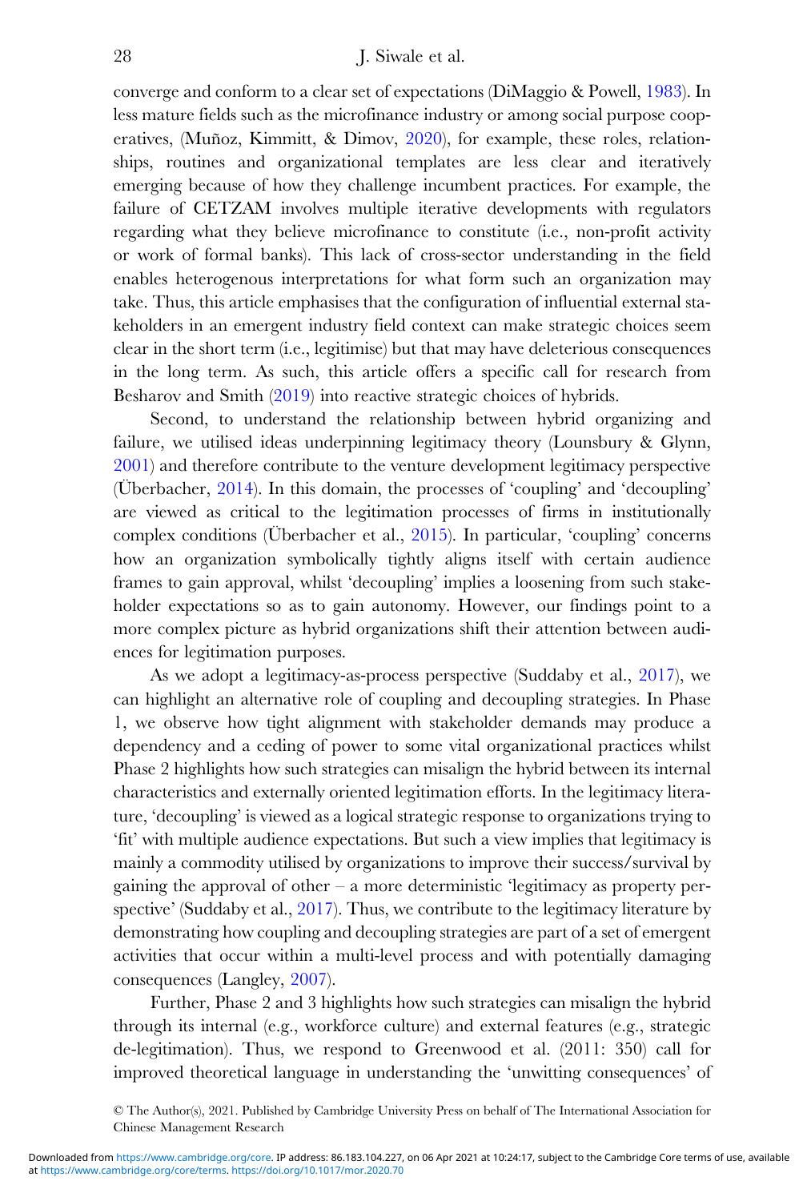converge and conform to a clear set of expectations (DiMaggio & Powell, 1983). In less mature fields such as the microfinance industry or among social purpose cooperatives, (Muñoz, Kimmitt, & Dimov, 2020), for example, these roles, relationships, routines and organizational templates are less clear and iteratively emerging because of how they challenge incumbent practices. For example, the failure of CETZAM involves multiple iterative developments with regulators regarding what they believe microfinance to constitute (i.e., non-profit activity or work of formal banks). This lack of cross-sector understanding in the field enables heterogenous interpretations for what form such an organization may take. Thus, this article emphasises that the configuration of influential external stakeholders in an emergent industry field context can make strategic choices seem clear in the short term (i.e., legitimise) but that may have deleterious consequences in the long term. As such, this article offers a specific call for research from Besharov and Smith (2019) into reactive strategic choices of hybrids.

Second, to understand the relationship between hybrid organizing and failure, we utilised ideas underpinning legitimacy theory (Lounsbury & Glynn, 2001) and therefore contribute to the venture development legitimacy perspective (Überbacher, 2014). In this domain, the processes of 'coupling' and 'decoupling' are viewed as critical to the legitimation processes of firms in institutionally complex conditions (Überbacher et al., 2015). In particular, 'coupling' concerns how an organization symbolically tightly aligns itself with certain audience frames to gain approval, whilst 'decoupling' implies a loosening from such stakeholder expectations so as to gain autonomy. However, our findings point to a more complex picture as hybrid organizations shift their attention between audiences for legitimation purposes.

As we adopt a legitimacy-as-process perspective (Suddaby et al., 2017), we can highlight an alternative role of coupling and decoupling strategies. In Phase 1, we observe how tight alignment with stakeholder demands may produce a dependency and a ceding of power to some vital organizational practices whilst Phase 2 highlights how such strategies can misalign the hybrid between its internal characteristics and externally oriented legitimation efforts. In the legitimacy literature, 'decoupling' is viewed as a logical strategic response to organizations trying to 'fit' with multiple audience expectations. But such a view implies that legitimacy is mainly a commodity utilised by organizations to improve their success/survival by gaining the approval of other – a more deterministic 'legitimacy as property perspective' (Suddaby et al., 2017). Thus, we contribute to the legitimacy literature by demonstrating how coupling and decoupling strategies are part of a set of emergent activities that occur within a multi-level process and with potentially damaging consequences (Langley, 2007).

Further, Phase 2 and 3 highlights how such strategies can misalign the hybrid through its internal (e.g., workforce culture) and external features (e.g., strategic de-legitimation). Thus, we respond to Greenwood et al. (2011: 350) call for improved theoretical language in understanding the 'unwitting consequences' of

© The Author(s), 2021. Published by Cambridge University Press on behalf of The International Association for Chinese Management Research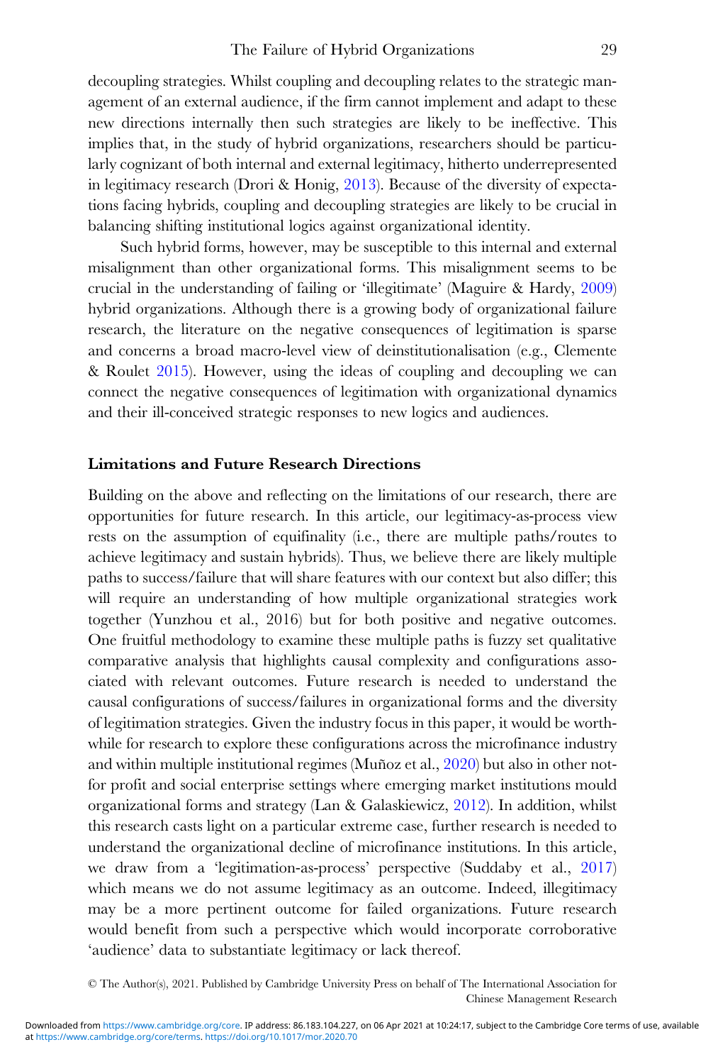decoupling strategies. Whilst coupling and decoupling relates to the strategic management of an external audience, if the firm cannot implement and adapt to these new directions internally then such strategies are likely to be ineffective. This implies that, in the study of hybrid organizations, researchers should be particularly cognizant of both internal and external legitimacy, hitherto underrepresented in legitimacy research (Drori & Honig, 2013). Because of the diversity of expectations facing hybrids, coupling and decoupling strategies are likely to be crucial in balancing shifting institutional logics against organizational identity.

Such hybrid forms, however, may be susceptible to this internal and external misalignment than other organizational forms. This misalignment seems to be crucial in the understanding of failing or 'illegitimate' (Maguire & Hardy, 2009) hybrid organizations. Although there is a growing body of organizational failure research, the literature on the negative consequences of legitimation is sparse and concerns a broad macro-level view of deinstitutionalisation (e.g., Clemente & Roulet 2015). However, using the ideas of coupling and decoupling we can connect the negative consequences of legitimation with organizational dynamics and their ill-conceived strategic responses to new logics and audiences.

## Limitations and Future Research Directions

Building on the above and reflecting on the limitations of our research, there are opportunities for future research. In this article, our legitimacy-as-process view rests on the assumption of equifinality (i.e., there are multiple paths/routes to achieve legitimacy and sustain hybrids). Thus, we believe there are likely multiple paths to success/failure that will share features with our context but also differ; this will require an understanding of how multiple organizational strategies work together (Yunzhou et al., 2016) but for both positive and negative outcomes. One fruitful methodology to examine these multiple paths is fuzzy set qualitative comparative analysis that highlights causal complexity and configurations associated with relevant outcomes. Future research is needed to understand the causal configurations of success/failures in organizational forms and the diversity of legitimation strategies. Given the industry focus in this paper, it would be worthwhile for research to explore these configurations across the microfinance industry and within multiple institutional regimes (Muñoz et al., 2020) but also in other not-for profit and social enterprise settings where emerging market institutions mould organizational forms and strategy (Lan & Galaskiewicz, 2012). In addition, whilst this research casts light on a particular extreme case, further research is needed to understand the organizational decline of microfinance institutions. In this article, we draw from a 'legitimation-as-process' perspective (Suddaby et al., 2017) which means we do not assume legitimacy as an outcome. Indeed, illegitimacy may be a more pertinent outcome for failed organizations. Future research would benefit from such a perspective which would incorporate corroborative 'audience' data to substantiate legitimacy or lack thereof.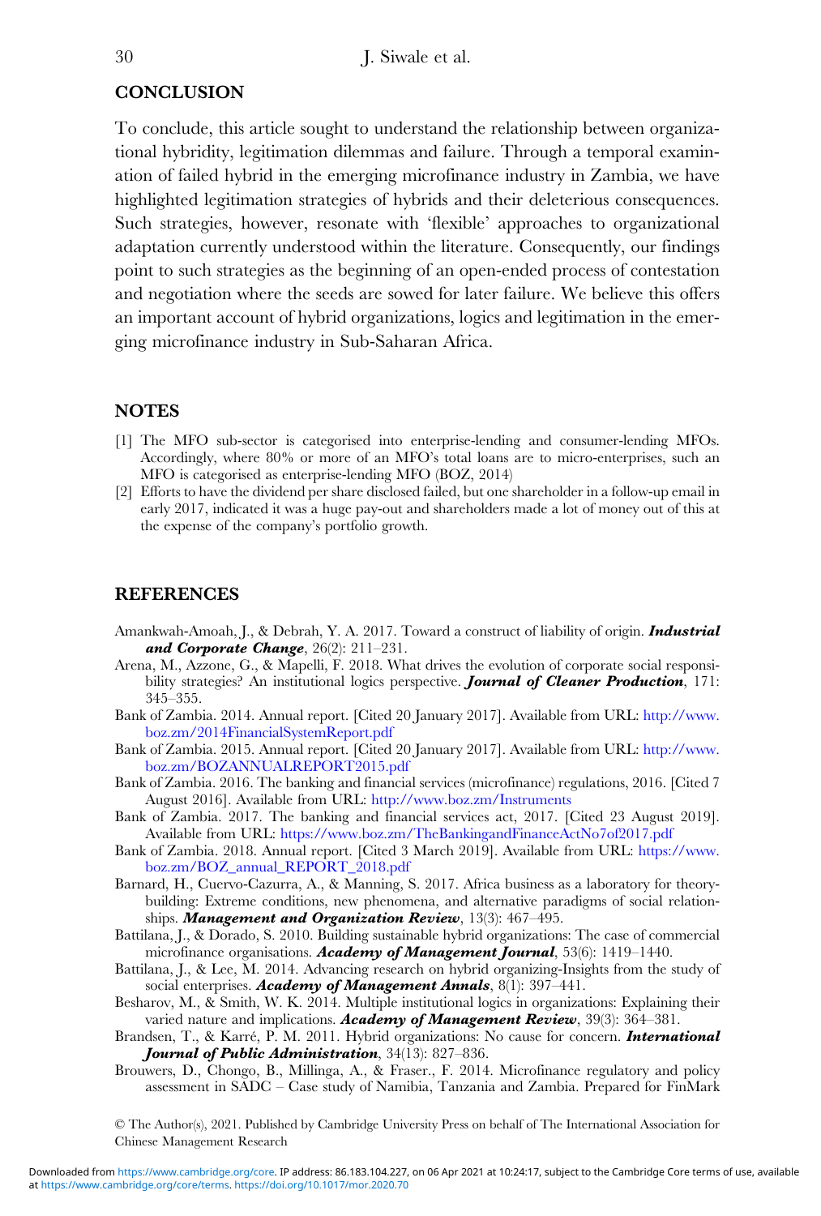## CONCLUSION

To conclude, this article sought to understand the relationship between organizational hybridity, legitimation dilemmas and failure. Through a temporal examination of failed hybrid in the emerging microfinance industry in Zambia, we have highlighted legitimation strategies of hybrids and their deleterious consequences. Such strategies, however, resonate with 'flexible' approaches to organizational adaptation currently understood within the literature. Consequently, our findings point to such strategies as the beginning of an open-ended process of contestation and negotiation where the seeds are sowed for later failure. We believe this offers an important account of hybrid organizations, logics and legitimation in the emerging microfinance industry in Sub-Saharan Africa.

## NOTES

[1] The MFO sub-sector is categorised into enterprise-lending and consumer-lending MFOs. Accordingly, where 80% or more of an MFO's total loans are to micro-enterprises, such an MFO is categorised as enterprise-lending MFO (BOZ, 2014)

[2] Efforts to have the dividend per share disclosed failed, but one shareholder in a follow-up email in early 2017, indicated it was a huge pay-out and shareholders made a lot of money out of this at the expense of the company's portfolio growth.

## REFERENCES

Amankwah-Amoah, J., & Debrah, Y. A. 2017. Toward a construct of liability of origin. ***Industrial and Corporate Change***, 26(2): 211–231.

Arena, M., Azzone, G., & Mapelli, F. 2018. What drives the evolution of corporate social responsibility strategies? An institutional logics perspective. ***Journal of Cleaner Production***, 171: 345–355.

Bank of Zambia. 2014. Annual report. [Cited 20 January 2017]. Available from URL: http://www.boz.zm/2014FinancialSystemReport.pdf

Bank of Zambia. 2015. Annual report. [Cited 20 January 2017]. Available from URL: http://www.boz.zm/BOZANNUALREPORT2015.pdf

Bank of Zambia. 2016. The banking and financial services (microfinance) regulations, 2016. [Cited 7 August 2016]. Available from URL: http://www.boz.zm/Instruments

Bank of Zambia. 2017. The banking and financial services act, 2017. [Cited 23 August 2019]. Available from URL: https://www.boz.zm/TheBankingandFinanceActNo7of2017.pdf

Bank of Zambia. 2018. Annual report. [Cited 3 March 2019]. Available from URL: https://www.boz.zm/BOZ_annual_REPORT_2018.pdf

Barnard, H., Cuervo-Cazurra, A., & Manning, S. 2017. Africa business as a laboratory for theory-building: Extreme conditions, new phenomena, and alternative paradigms of social relationships. ***Management and Organization Review***, 13(3): 467–495.

Battilana, J., & Dorado, S. 2010. Building sustainable hybrid organizations: The case of commercial microfinance organisations. ***Academy of Management Journal***, 53(6): 1419–1440.

Battilana, J., & Lee, M. 2014. Advancing research on hybrid organizing-Insights from the study of social enterprises. ***Academy of Management Annals***, 8(1): 397–441.

Besharov, M., & Smith, W. K. 2014. Multiple institutional logics in organizations: Explaining their varied nature and implications. ***Academy of Management Review***, 39(3): 364–381.

Brandsen, T., & Karré, P. M. 2011. Hybrid organizations: No cause for concern. ***International Journal of Public Administration***, 34(13): 827–836.

Brouwers, D., Chongo, B., Millinga, A., & Fraser., F. 2014. Microfinance regulatory and policy assessment in SADC – Case study of Namibia, Tanzania and Zambia. Prepared for FinMark

© The Author(s), 2021. Published by Cambridge University Press on behalf of The International Association for Chinese Management Research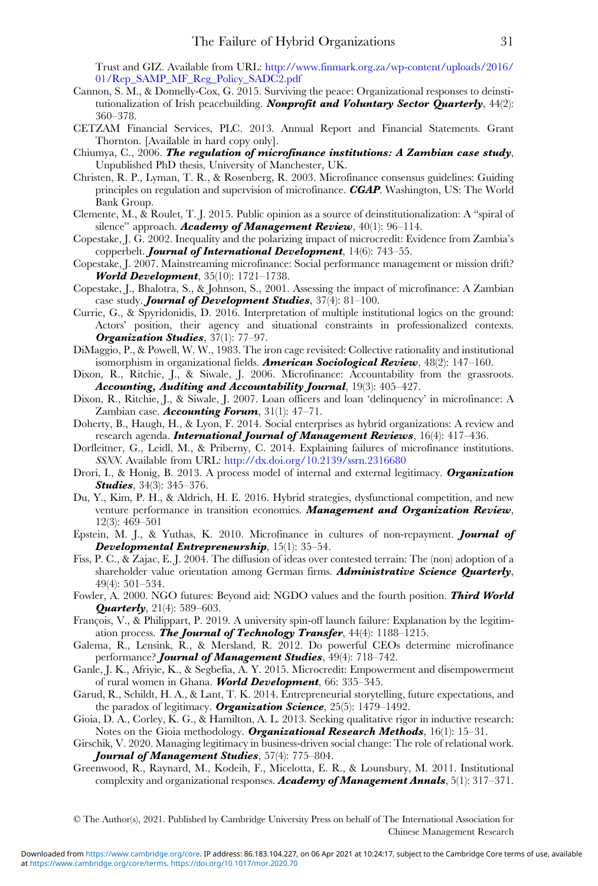Trust and GIZ. Available from URL: http://www.finmark.org.za/wp-content/uploads/2016/01/Rep_SAMP_MF_Reg_Policy_SADC2.pdf

Cannon, S. M., & Donnelly-Cox, G. 2015. Surviving the peace: Organizational responses to deinstitutionalization of Irish peacebuilding. ***Nonprofit and Voluntary Sector Quarterly***, 44(2): 360–378.

CETZAM Financial Services, PLC. 2013. Annual Report and Financial Statements. Grant Thornton. [Available in hard copy only].

Chiumya, C., 2006. ***The regulation of microfinance institutions: A Zambian case study***, Unpublished PhD thesis, University of Manchester, UK.

Christen, R. P., Lyman, T. R., & Rosenberg, R. 2003. Microfinance consensus guidelines: Guiding principles on regulation and supervision of microfinance. ***CGAP***. Washington, US: The World Bank Group.

Clemente, M., & Roulet, T. J. 2015. Public opinion as a source of deinstitutionalization: A "spiral of silence" approach. ***Academy of Management Review***, 40(1): 96–114.

Copestake, J. G. 2002. Inequality and the polarizing impact of microcredit: Evidence from Zambia's copperbelt. ***Journal of International Development***, 14(6): 743–55.

Copestake, J. 2007. Mainstreaming microfinance: Social performance management or mission drift? ***World Development***, 35(10): 1721–1738.

Copestake, J., Bhalotra, S., & Johnson, S., 2001. Assessing the impact of microfinance: A Zambian case study. ***Journal of Development Studies***, 37(4): 81–100.

Currie, G., & Spyridonidis, D. 2016. Interpretation of multiple institutional logics on the ground: Actors' position, their agency and situational constraints in professionalized contexts. ***Organization Studies***, 37(1): 77–97.

DiMaggio, P., & Powell, W. W., 1983. The iron cage revisited: Collective rationality and institutional isomorphism in organizational fields. ***American Sociological Review***, 48(2): 147–160.

Dixon, R., Ritchie, J., & Siwale, J. 2006. Microfinance: Accountability from the grassroots. ***Accounting, Auditing and Accountability Journal***, 19(3): 405–427.

Dixon, R., Ritchie, J., & Siwale, J. 2007. Loan officers and loan 'delinquency' in microfinance: A Zambian case. ***Accounting Forum***, 31(1): 47–71.

Doherty, B., Haugh, H., & Lyon, F. 2014. Social enterprises as hybrid organizations: A review and research agenda. ***International Journal of Management Reviews***, 16(4): 417–436.

Dorfleitner, G., Leidl, M., & Priberny, C. 2014. Explaining failures of microfinance institutions. *SSNN*. Available from URL: http://dx.doi.org/10.2139/ssrn.2316680

Drori, I., & Honig, B. 2013. A process model of internal and external legitimacy. ***Organization Studies***, 34(3): 345–376.

Du, Y., Kim, P. H., & Aldrich, H. E. 2016. Hybrid strategies, dysfunctional competition, and new venture performance in transition economies. ***Management and Organization Review***, 12(3): 469–501

Epstein, M. J., & Yuthas, K. 2010. Microfinance in cultures of non-repayment. ***Journal of Developmental Entrepreneurship***, 15(1): 35–54.

Fiss, P. C., & Zajac, E. J. 2004. The diffusion of ideas over contested terrain: The (non) adoption of a shareholder value orientation among German firms. ***Administrative Science Quarterly***, 49(4): 501–534.

Fowler, A. 2000. NGO futures: Beyond aid: NGDO values and the fourth position. ***Third World Quarterly***, 21(4): 589–603.

François, V., & Philippart, P. 2019. A university spin-off launch failure: Explanation by the legitimation process. ***The Journal of Technology Transfer***, 44(4): 1188–1215.

Galema, R., Lensink, R., & Mersland, R. 2012. Do powerful CEOs determine microfinance performance? ***Journal of Management Studies***, 49(4): 718–742.

Ganle, J. K., Afriyie, K., & Segbefia, A. Y. 2015. Microcredit: Empowerment and disempowerment of rural women in Ghana. ***World Development***, 66: 335–345.

Garud, R., Schildt, H. A., & Lant, T. K. 2014. Entrepreneurial storytelling, future expectations, and the paradox of legitimacy. ***Organization Science***, 25(5): 1479–1492.

Gioia, D. A., Corley, K. G., & Hamilton, A. L. 2013. Seeking qualitative rigor in inductive research: Notes on the Gioia methodology. ***Organizational Research Methods***, 16(1): 15–31.

Girschik, V. 2020. Managing legitimacy in business-driven social change: The role of relational work. ***Journal of Management Studies***, 57(4): 775–804.

Greenwood, R., Raynard, M., Kodeih, F., Micelotta, E. R., & Lounsbury, M. 2011. Institutional complexity and organizational responses. ***Academy of Management Annals***, 5(1): 317–371.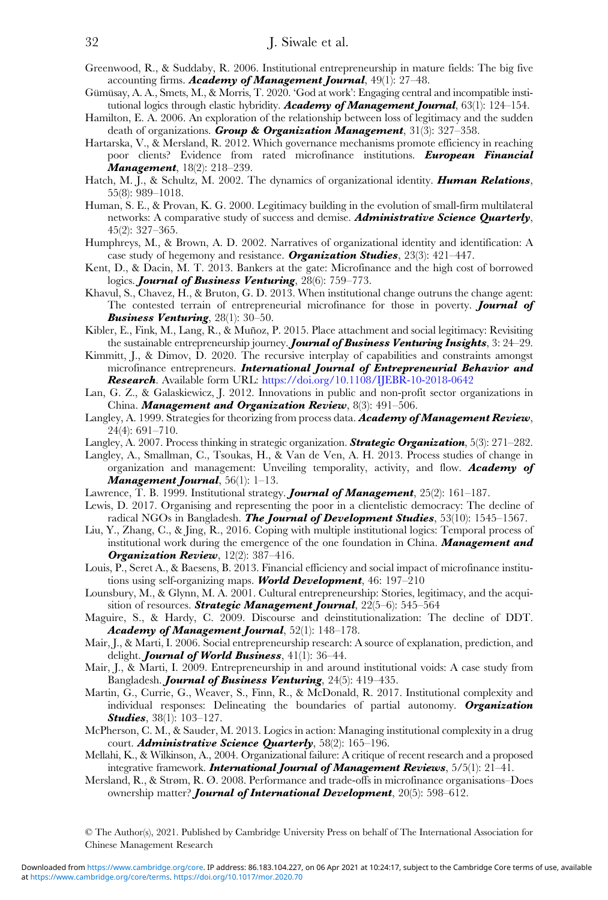Greenwood, R., & Suddaby, R. 2006. Institutional entrepreneurship in mature fields: The big five accounting firms. ***Academy of Management Journal***, 49(1): 27–48.

Gümüsay, A. A., Smets, M., & Morris, T. 2020. 'God at work': Engaging central and incompatible institutional logics through elastic hybridity. ***Academy of Management Journal***, 63(1): 124–154.

Hamilton, E. A. 2006. An exploration of the relationship between loss of legitimacy and the sudden death of organizations. ***Group & Organization Management***, 31(3): 327–358.

Hartarska, V., & Mersland, R. 2012. Which governance mechanisms promote efficiency in reaching poor clients? Evidence from rated microfinance institutions. ***European Financial Management***, 18(2): 218–239.

Hatch, M. J., & Schultz, M. 2002. The dynamics of organizational identity. ***Human Relations***, 55(8): 989–1018.

Human, S. E., & Provan, K. G. 2000. Legitimacy building in the evolution of small-firm multilateral networks: A comparative study of success and demise. ***Administrative Science Quarterly***, 45(2): 327–365.

Humphreys, M., & Brown, A. D. 2002. Narratives of organizational identity and identification: A case study of hegemony and resistance. ***Organization Studies***, 23(3): 421–447.

Kent, D., & Dacin, M. T. 2013. Bankers at the gate: Microfinance and the high cost of borrowed logics. ***Journal of Business Venturing***, 28(6): 759–773.

Khavul, S., Chavez, H., & Bruton, G. D. 2013. When institutional change outruns the change agent: The contested terrain of entrepreneurial microfinance for those in poverty. ***Journal of Business Venturing***, 28(1): 30–50.

Kibler, E., Fink, M., Lang, R., & Muñoz, P. 2015. Place attachment and social legitimacy: Revisiting the sustainable entrepreneurship journey. ***Journal of Business Venturing Insights***, 3: 24–29.

Kimmitt, J., & Dimov, D. 2020. The recursive interplay of capabilities and constraints amongst microfinance entrepreneurs. ***International Journal of Entrepreneurial Behavior and Research***. Available form URL: https://doi.org/10.1108/IJEBR-10-2018-0642

Lan, G. Z., & Galaskiewicz, J. 2012. Innovations in public and non-profit sector organizations in China. ***Management and Organization Review***, 8(3): 491–506.

Langley, A. 1999. Strategies for theorizing from process data. ***Academy of Management Review***, 24(4): 691–710.

Langley, A. 2007. Process thinking in strategic organization. ***Strategic Organization***, 5(3): 271–282.

Langley, A., Smallman, C., Tsoukas, H., & Van de Ven, A. H. 2013. Process studies of change in organization and management: Unveiling temporality, activity, and flow. ***Academy of Management Journal***, 56(1): 1–13.

Lawrence, T. B. 1999. Institutional strategy. ***Journal of Management***, 25(2): 161–187.

Lewis, D. 2017. Organising and representing the poor in a clientelistic democracy: The decline of radical NGOs in Bangladesh. ***The Journal of Development Studies***, 53(10): 1545–1567.

Liu, Y., Zhang, C., & Jing, R., 2016. Coping with multiple institutional logics: Temporal process of institutional work during the emergence of the one foundation in China. ***Management and Organization Review***, 12(2): 387–416.

Louis, P., Seret A., & Baesens, B. 2013. Financial efficiency and social impact of microfinance institutions using self-organizing maps. ***World Development***, 46: 197–210

Lounsbury, M., & Glynn, M. A. 2001. Cultural entrepreneurship: Stories, legitimacy, and the acquisition of resources. ***Strategic Management Journal***, 22(5–6): 545–564

Maguire, S., & Hardy, C. 2009. Discourse and deinstitutionalization: The decline of DDT. ***Academy of Management Journal***, 52(1): 148–178.

Mair, J., & Marti, I. 2006. Social entrepreneurship research: A source of explanation, prediction, and delight. ***Journal of World Business***, 41(1): 36–44.

Mair, J., & Marti, I. 2009. Entrepreneurship in and around institutional voids: A case study from Bangladesh. ***Journal of Business Venturing***, 24(5): 419–435.

Martin, G., Currie, G., Weaver, S., Finn, R., & McDonald, R. 2017. Institutional complexity and individual responses: Delineating the boundaries of partial autonomy. ***Organization Studies***, 38(1): 103–127.

McPherson, C. M., & Sauder, M. 2013. Logics in action: Managing institutional complexity in a drug court. ***Administrative Science Quarterly***, 58(2): 165–196.

Mellahi, K., & Wilkinson, A., 2004. Organizational failure: A critique of recent research and a proposed integrative framework. ***International Journal of Management Reviews***, 5/5(1): 21–41.

Mersland, R., & Strøm, R. Ø. 2008. Performance and trade-offs in microfinance organisations–Does ownership matter? ***Journal of International Development***, 20(5): 598–612.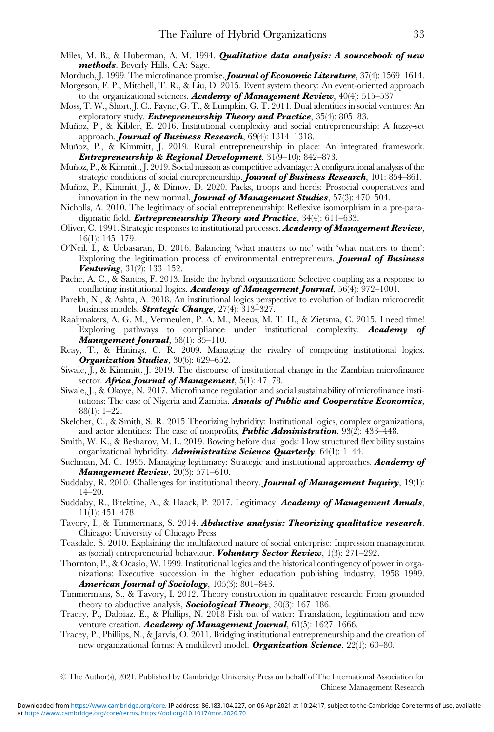Miles, M. B., & Huberman, A. M. 1994. ***Qualitative data analysis: A sourcebook of new methods***. Beverly Hills, CA: Sage.

Morduch, J. 1999. The microfinance promise. ***Journal of Economic Literature***, 37(4): 1569–1614.

Morgeson, F. P., Mitchell, T. R., & Liu, D. 2015. Event system theory: An event-oriented approach to the organizational sciences. ***Academy of Management Review***, 40(4): 515–537.

Moss, T. W., Short, J. C., Payne, G. T., & Lumpkin, G. T. 2011. Dual identities in social ventures: An exploratory study. ***Entrepreneurship Theory and Practice***, 35(4): 805–83.

Muñoz, P., & Kibler, E. 2016. Institutional complexity and social entrepreneurship: A fuzzy-set approach. ***Journal of Business Research***, 69(4): 1314–1318.

Muñoz, P., & Kimmitt, J. 2019. Rural entrepreneurship in place: An integrated framework. ***Entrepreneurship & Regional Development***, 31(9–10): 842–873.

Muñoz, P., & Kimmitt, J. 2019. Social mission as competitive advantage: A configurational analysis of the strategic conditions of social entrepreneurship. ***Journal of Business Research***, 101: 854–861.

Muñoz, P., Kimmitt, J., & Dimov, D. 2020. Packs, troops and herds: Prosocial cooperatives and innovation in the new normal. ***Journal of Management Studies***, 57(3): 470–504.

Nicholls, A. 2010. The legitimacy of social entrepreneurship: Reflexive isomorphism in a pre-paradigmatic field. ***Entrepreneurship Theory and Practice***, 34(4): 611–633.

Oliver, C. 1991. Strategic responses to institutional processes. ***Academy of Management Review***, 16(1): 145–179.

O'Neil, I., & Ucbasaran, D. 2016. Balancing 'what matters to me' with 'what matters to them': Exploring the legitimation process of environmental entrepreneurs. ***Journal of Business Venturing***, 31(2): 133–152.

Pache, A. C., & Santos, F. 2013. Inside the hybrid organization: Selective coupling as a response to conflicting institutional logics. ***Academy of Management Journal***, 56(4): 972–1001.

Parekh, N., & Ashta, A. 2018. An institutional logics perspective to evolution of Indian microcredit business models. ***Strategic Change***, 27(4): 313–327.

Raaijmakers, A. G. M., Vermeulen, P. A. M., Meeus, M. T. H., & Zietsma, C. 2015. I need time! Exploring pathways to compliance under institutional complexity. ***Academy of Management Journal***, 58(1): 85–110.

Reay, T., & Hinings, C. R. 2009. Managing the rivalry of competing institutional logics. ***Organization Studies***, 30(6): 629–652.

Siwale, J., & Kimmitt, J. 2019. The discourse of institutional change in the Zambian microfinance sector. ***Africa Journal of Management***, 5(1): 47–78.

Siwale, J., & Okoye, N. 2017. Microfinance regulation and social sustainability of microfinance institutions: The case of Nigeria and Zambia. ***Annals of Public and Cooperative Economics***, 88(1): 1–22.

Skelcher, C., & Smith, S. R. 2015 Theorizing hybridity: Institutional logics, complex organizations, and actor identities: The case of nonprofits, ***Public Administration***, 93(2): 433–448.

Smith, W. K., & Besharov, M. L. 2019. Bowing before dual gods: How structured flexibility sustains organizational hybridity. ***Administrative Science Quarterly***, 64(1): 1–44.

Suchman, M. C. 1995. Managing legitimacy: Strategic and institutional approaches. ***Academy of Management Review***, 20(3): 571–610.

Suddaby, R. 2010. Challenges for institutional theory. ***Journal of Management Inquiry***, 19(1): 14–20.

Suddaby, R., Bitektine, A., & Haack, P. 2017. Legitimacy. ***Academy of Management Annals***, 11(1): 451–478

Tavory, I., & Timmermans, S. 2014. ***Abductive analysis: Theorizing qualitative research***. Chicago: University of Chicago Press.

Teasdale, S. 2010. Explaining the multifaceted nature of social enterprise: Impression management as (social) entrepreneurial behaviour. ***Voluntary Sector Review***, 1(3): 271–292.

Thornton, P., & Ocasio, W. 1999. Institutional logics and the historical contingency of power in organizations: Executive succession in the higher education publishing industry, 1958–1999. ***American Journal of Sociology***, 105(3): 801–843.

Timmermans, S., & Tavory, I. 2012. Theory construction in qualitative research: From grounded theory to abductive analysis, ***Sociological Theory***, 30(3): 167–186.

Tracey, P., Dalpiaz, E., & Phillips, N. 2018 Fish out of water: Translation, legitimation and new venture creation. ***Academy of Management Journal***, 61(5): 1627–1666.

Tracey, P., Phillips, N., & Jarvis, O. 2011. Bridging institutional entrepreneurship and the creation of new organizational forms: A multilevel model. ***Organization Science***, 22(1): 60–80.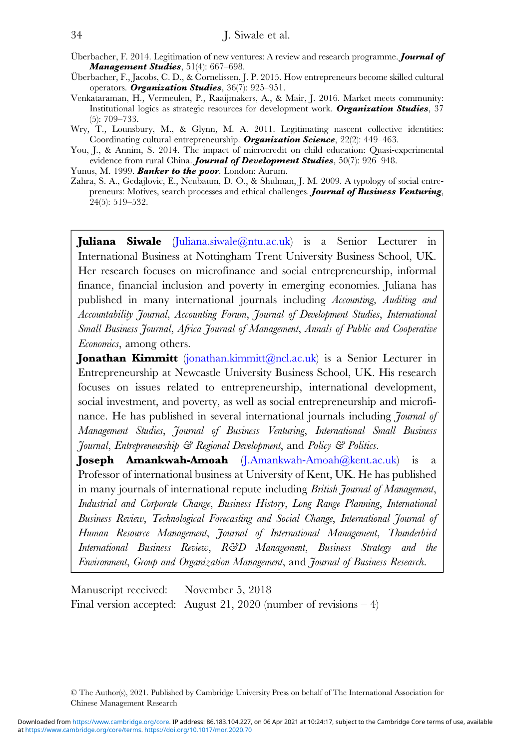Überbacher, F. 2014. Legitimation of new ventures: A review and research programme. ***Journal of Management Studies***, 51(4): 667–698.

Überbacher, F., Jacobs, C. D., & Cornelissen, J. P. 2015. How entrepreneurs become skilled cultural operators. ***Organization Studies***, 36(7): 925–951.

Venkataraman, H., Vermeulen, P., Raaijmakers, A., & Mair, J. 2016. Market meets community: Institutional logics as strategic resources for development work. ***Organization Studies***, 37 (5): 709–733.

Wry, T., Lounsbury, M., & Glynn, M. A. 2011. Legitimating nascent collective identities: Coordinating cultural entrepreneurship. ***Organization Science***, 22(2): 449–463.

You, J., & Annim, S. 2014. The impact of microcredit on child education: Quasi-experimental evidence from rural China. ***Journal of Development Studies***, 50(7): 926–948.

Yunus, M. 1999. ***Banker to the poor***. London: Aurum.

Zahra, S. A., Gedajlovic, E., Neubaum, D. O., & Shulman, J. M. 2009. A typology of social entrepreneurs: Motives, search processes and ethical challenges. ***Journal of Business Venturing***, 24(5): 519–532.

**Juliana Siwale** (Juliana.siwale@ntu.ac.uk) is a Senior Lecturer in International Business at Nottingham Trent University Business School, UK. Her research focuses on microfinance and social entrepreneurship, informal finance, financial inclusion and poverty in emerging economies. Juliana has published in many international journals including *Accounting, Auditing and Accountability Journal*, *Accounting Forum*, *Journal of Development Studies*, *International Small Business Journal*, *Africa Journal of Management*, *Annals of Public and Cooperative Economics*, among others.

**Jonathan Kimmitt** (jonathan.kimmitt@ncl.ac.uk) is a Senior Lecturer in Entrepreneurship at Newcastle University Business School, UK. His research focuses on issues related to entrepreneurship, international development, social investment, and poverty, as well as social entrepreneurship and microfinance. He has published in several international journals including *Journal of Management Studies*, *Journal of Business Venturing*, *International Small Business Journal*, *Entrepreneurship & Regional Development*, and *Policy & Politics*.

**Joseph Amankwah-Amoah** (J.Amankwah-Amoah@kent.ac.uk) is a Professor of international business at University of Kent, UK. He has published in many journals of international repute including *British Journal of Management*, *Industrial and Corporate Change*, *Business History*, *Long Range Planning*, *International Business Review*, *Technological Forecasting and Social Change*, *International Journal of Human Resource Management*, *Journal of International Management*, *Thunderbird International Business Review*, *R&D Management*, *Business Strategy and the Environment*, *Group and Organization Management*, and *Journal of Business Research*.

Manuscript received: November 5, 2018
Final version accepted: August 21, 2020 (number of revisions – 4)

© The Author(s), 2021. Published by Cambridge University Press on behalf of The International Association for Chinese Management Research